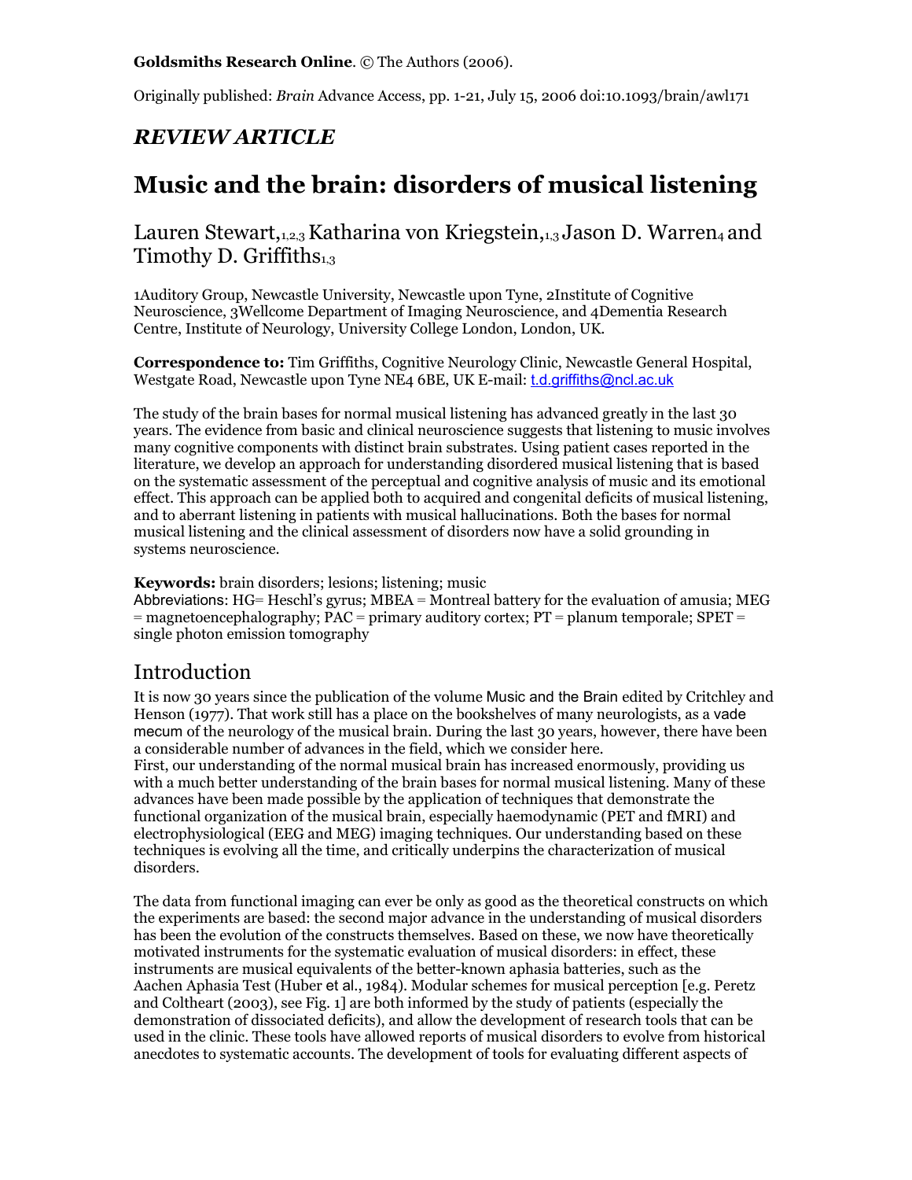**Goldsmiths Research Online**. © The Authors (2006).

Originally published: *Brain* Advance Access, pp. 1-21, July 15, 2006 doi:10.1093/brain/awl171

## *REVIEW ARTICLE*

# Music and the brain: disorders of musical listening

Lauren Stewart,[1,2,3] Katharina von Kriegstein,[1,3] Jason D. Warren[4] and Timothy D. Griffiths[1,3]

1Auditory Group, Newcastle University, Newcastle upon Tyne, 2Institute of Cognitive Neuroscience, 3Wellcome Department of Imaging Neuroscience, and 4Dementia Research Centre, Institute of Neurology, University College London, London, UK.

**Correspondence to:** Tim Griffiths, Cognitive Neurology Clinic, Newcastle General Hospital, Westgate Road, Newcastle upon Tyne NE4 6BE, UK E-mail: t.d.griffiths@ncl.ac.uk

The study of the brain bases for normal musical listening has advanced greatly in the last 30 years. The evidence from basic and clinical neuroscience suggests that listening to music involves many cognitive components with distinct brain substrates. Using patient cases reported in the literature, we develop an approach for understanding disordered musical listening that is based on the systematic assessment of the perceptual and cognitive analysis of music and its emotional effect. This approach can be applied both to acquired and congenital deficits of musical listening, and to aberrant listening in patients with musical hallucinations. Both the bases for normal musical listening and the clinical assessment of disorders now have a solid grounding in systems neuroscience.

**Keywords:** brain disorders; lesions; listening; music
Abbreviations: HG= Heschl's gyrus; MBEA = Montreal battery for the evaluation of amusia; MEG = magnetoencephalography; PAC = primary auditory cortex; PT = planum temporale; SPET = single photon emission tomography

## Introduction

It is now 30 years since the publication of the volume Music and the Brain edited by Critchley and Henson (1977). That work still has a place on the bookshelves of many neurologists, as a vade mecum of the neurology of the musical brain. During the last 30 years, however, there have been a considerable number of advances in the field, which we consider here.
First, our understanding of the normal musical brain has increased enormously, providing us with a much better understanding of the brain bases for normal musical listening. Many of these advances have been made possible by the application of techniques that demonstrate the functional organization of the musical brain, especially haemodynamic (PET and fMRI) and electrophysiological (EEG and MEG) imaging techniques. Our understanding based on these techniques is evolving all the time, and critically underpins the characterization of musical disorders.

The data from functional imaging can ever be only as good as the theoretical constructs on which the experiments are based: the second major advance in the understanding of musical disorders has been the evolution of the constructs themselves. Based on these, we now have theoretically motivated instruments for the systematic evaluation of musical disorders: in effect, these instruments are musical equivalents of the better-known aphasia batteries, such as the Aachen Aphasia Test (Huber et al., 1984). Modular schemes for musical perception [e.g. Peretz and Coltheart (2003), see Fig. 1] are both informed by the study of patients (especially the demonstration of dissociated deficits), and allow the development of research tools that can be used in the clinic. These tools have allowed reports of musical disorders to evolve from historical anecdotes to systematic accounts. The development of tools for evaluating different aspects of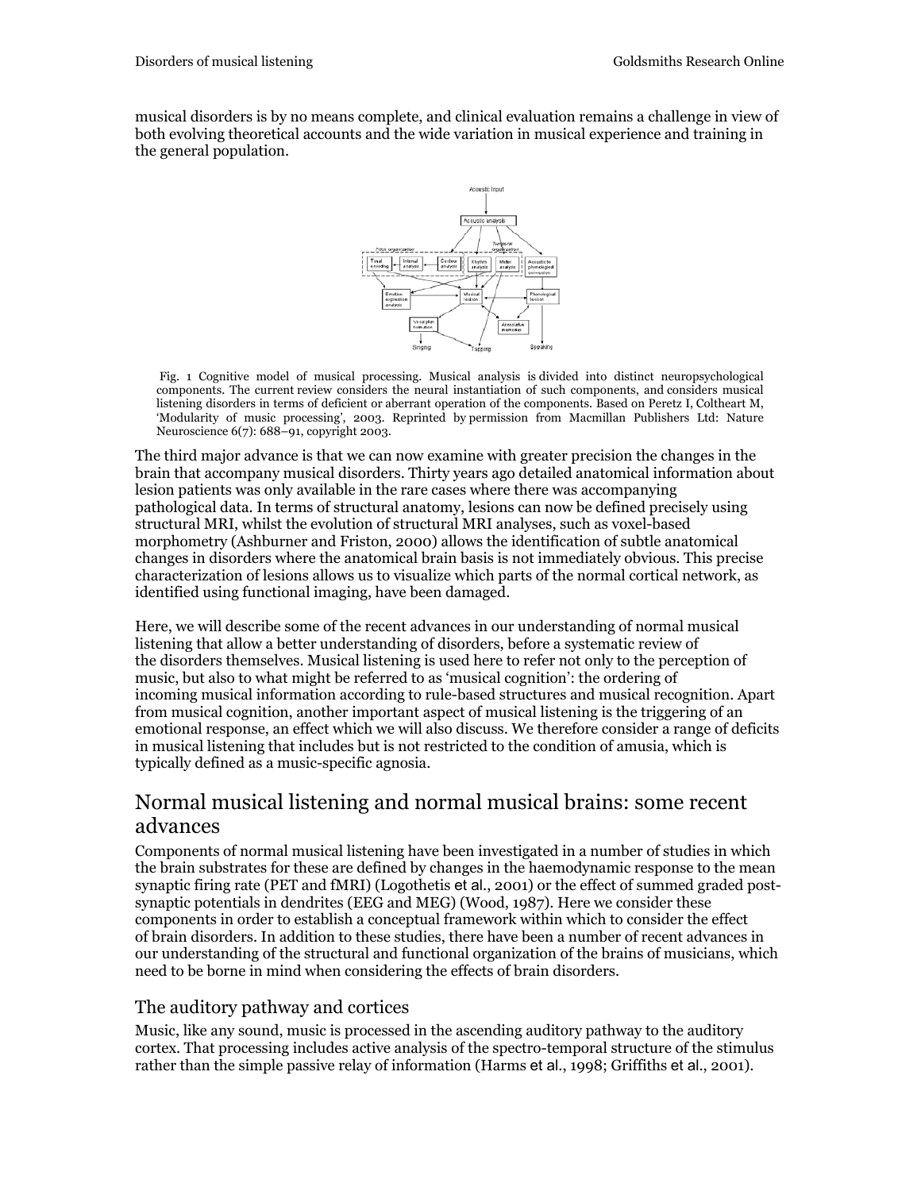musical disorders is by no means complete, and clinical evaluation remains a challenge in view of both evolving theoretical accounts and the wide variation in musical experience and training in the general population.

Fig. 1 Cognitive model of musical processing. Musical analysis is divided into distinct neuropsychological components. The current review considers the neural instantiation of such components, and considers musical listening disorders in terms of deficient or aberrant operation of the components. Based on Peretz I, Coltheart M, 'Modularity of music processing', 2003. Reprinted by permission from Macmillan Publishers Ltd: Nature Neuroscience 6(7): 688–91, copyright 2003.

The third major advance is that we can now examine with greater precision the changes in the brain that accompany musical disorders. Thirty years ago detailed anatomical information about lesion patients was only available in the rare cases where there was accompanying pathological data. In terms of structural anatomy, lesions can now be defined precisely using structural MRI, whilst the evolution of structural MRI analyses, such as voxel-based morphometry (Ashburner and Friston, 2000) allows the identification of subtle anatomical changes in disorders where the anatomical brain basis is not immediately obvious. This precise characterization of lesions allows us to visualize which parts of the normal cortical network, as identified using functional imaging, have been damaged.

Here, we will describe some of the recent advances in our understanding of normal musical listening that allow a better understanding of disorders, before a systematic review of the disorders themselves. Musical listening is used here to refer not only to the perception of music, but also to what might be referred to as 'musical cognition': the ordering of incoming musical information according to rule-based structures and musical recognition. Apart from musical cognition, another important aspect of musical listening is the triggering of an emotional response, an effect which we will also discuss. We therefore consider a range of deficits in musical listening that includes but is not restricted to the condition of amusia, which is typically defined as a music-specific agnosia.

## Normal musical listening and normal musical brains: some recent advances

Components of normal musical listening have been investigated in a number of studies in which the brain substrates for these are defined by changes in the haemodynamic response to the mean synaptic firing rate (PET and fMRI) (Logothetis et al., 2001) or the effect of summed graded post-synaptic potentials in dendrites (EEG and MEG) (Wood, 1987). Here we consider these components in order to establish a conceptual framework within which to consider the effect of brain disorders. In addition to these studies, there have been a number of recent advances in our understanding of the structural and functional organization of the brains of musicians, which need to be borne in mind when considering the effects of brain disorders.

### The auditory pathway and cortices

Music, like any sound, music is processed in the ascending auditory pathway to the auditory cortex. That processing includes active analysis of the spectro-temporal structure of the stimulus rather than the simple passive relay of information (Harms et al., 1998; Griffiths et al., 2001).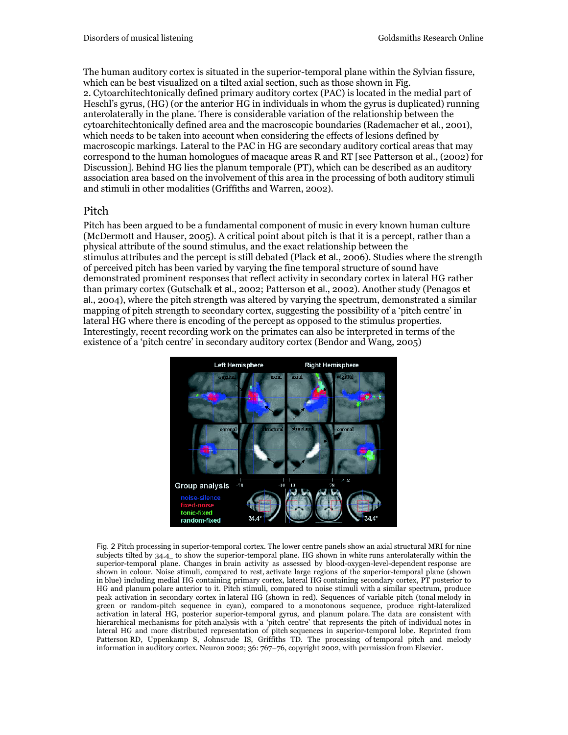The human auditory cortex is situated in the superior-temporal plane within the Sylvian fissure, which can be best visualized on a tilted axial section, such as those shown in Fig. 2. Cytoarchitechtonically defined primary auditory cortex (PAC) is located in the medial part of Heschl's gyrus, (HG) (or the anterior HG in individuals in whom the gyrus is duplicated) running anterolaterally in the plane. There is considerable variation of the relationship between the cytoarchitechtonically defined area and the macroscopic boundaries (Rademacher et al., 2001), which needs to be taken into account when considering the effects of lesions defined by macroscopic markings. Lateral to the PAC in HG are secondary auditory cortical areas that may correspond to the human homologues of macaque areas R and RT [see Patterson et al., (2002) for Discussion]. Behind HG lies the planum temporale (PT), which can be described as an auditory association area based on the involvement of this area in the processing of both auditory stimuli and stimuli in other modalities (Griffiths and Warren, 2002).

## Pitch

Pitch has been argued to be a fundamental component of music in every known human culture (McDermott and Hauser, 2005). A critical point about pitch is that it is a percept, rather than a physical attribute of the sound stimulus, and the exact relationship between the stimulus attributes and the percept is still debated (Plack et al., 2006). Studies where the strength of perceived pitch has been varied by varying the fine temporal structure of sound have demonstrated prominent responses that reflect activity in secondary cortex in lateral HG rather than primary cortex (Gutschalk et al., 2002; Patterson et al., 2002). Another study (Penagos et al., 2004), where the pitch strength was altered by varying the spectrum, demonstrated a similar mapping of pitch strength to secondary cortex, suggesting the possibility of a 'pitch centre' in lateral HG where there is encoding of the percept as opposed to the stimulus properties. Interestingly, recent recording work on the primates can also be interpreted in terms of the existence of a 'pitch centre' in secondary auditory cortex (Bendor and Wang, 2005)

Left Hemisphere
Right Hemisphere
sagittal
axial
axial
sagittal
coronal
structural
structural
coronal
Group analysis
noise-silence
fixed-noise
tonic-fixed
random-fixed
-78
-10
10
78
x
34.4°
34.4°

Fig. 2 Pitch processing in superior-temporal cortex. The lower centre panels show an axial structural MRI for nine subjects tilted by 34.4_ to show the superior-temporal plane. HG shown in white runs anterolaterally within the superior-temporal plane. Changes in brain activity as assessed by blood-oxygen-level-dependent response are shown in colour. Noise stimuli, compared to rest, activate large regions of the superior-temporal plane (shown in blue) including medial HG containing primary cortex, lateral HG containing secondary cortex, PT posterior to HG and planum polare anterior to it. Pitch stimuli, compared to noise stimuli with a similar spectrum, produce peak activation in secondary cortex in lateral HG (shown in red). Sequences of variable pitch (tonal melody in green or random-pitch sequence in cyan), compared to a monotonous sequence, produce right-lateralized activation in lateral HG, posterior superior-temporal gyrus, and planum polare. The data are consistent with hierarchical mechanisms for pitch analysis with a 'pitch centre' that represents the pitch of individual notes in lateral HG and more distributed representation of pitch sequences in superior-temporal lobe. Reprinted from Patterson RD, Uppenkamp S, Johnsrude IS, Griffiths TD. The processing of temporal pitch and melody information in auditory cortex. Neuron 2002; 36: 767–76, copyright 2002, with permission from Elsevier.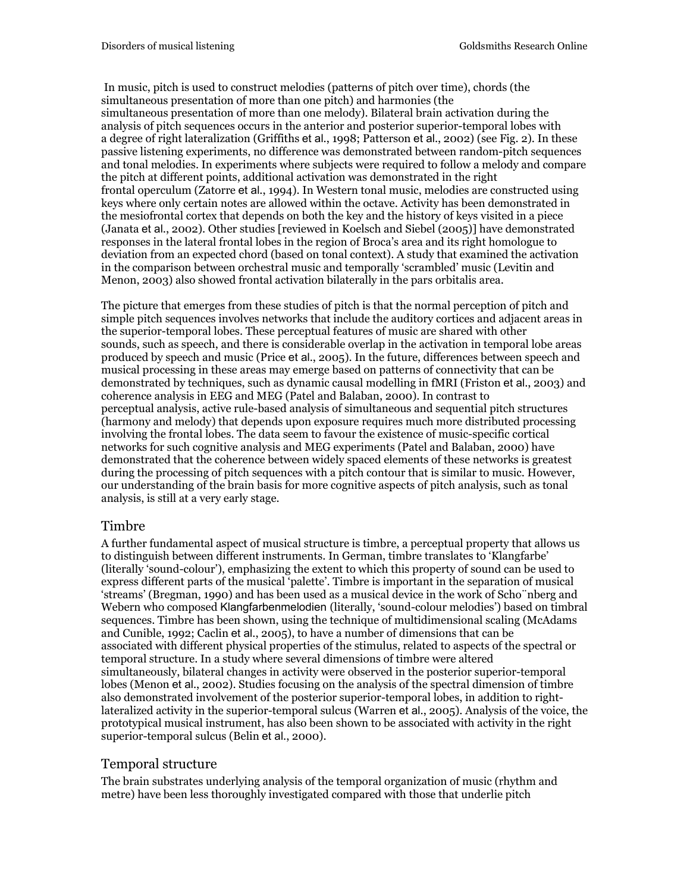In music, pitch is used to construct melodies (patterns of pitch over time), chords (the simultaneous presentation of more than one pitch) and harmonies (the simultaneous presentation of more than one melody). Bilateral brain activation during the analysis of pitch sequences occurs in the anterior and posterior superior-temporal lobes with a degree of right lateralization (Griffiths et al., 1998; Patterson et al., 2002) (see Fig. 2). In these passive listening experiments, no difference was demonstrated between random-pitch sequences and tonal melodies. In experiments where subjects were required to follow a melody and compare the pitch at different points, additional activation was demonstrated in the right frontal operculum (Zatorre et al., 1994). In Western tonal music, melodies are constructed using keys where only certain notes are allowed within the octave. Activity has been demonstrated in the mesiofrontal cortex that depends on both the key and the history of keys visited in a piece (Janata et al., 2002). Other studies [reviewed in Koelsch and Siebel (2005)] have demonstrated responses in the lateral frontal lobes in the region of Broca's area and its right homologue to deviation from an expected chord (based on tonal context). A study that examined the activation in the comparison between orchestral music and temporally 'scrambled' music (Levitin and Menon, 2003) also showed frontal activation bilaterally in the pars orbitalis area.

The picture that emerges from these studies of pitch is that the normal perception of pitch and simple pitch sequences involves networks that include the auditory cortices and adjacent areas in the superior-temporal lobes. These perceptual features of music are shared with other sounds, such as speech, and there is considerable overlap in the activation in temporal lobe areas produced by speech and music (Price et al., 2005). In the future, differences between speech and musical processing in these areas may emerge based on patterns of connectivity that can be demonstrated by techniques, such as dynamic causal modelling in fMRI (Friston et al., 2003) and coherence analysis in EEG and MEG (Patel and Balaban, 2000). In contrast to perceptual analysis, active rule-based analysis of simultaneous and sequential pitch structures (harmony and melody) that depends upon exposure requires much more distributed processing involving the frontal lobes. The data seem to favour the existence of music-specific cortical networks for such cognitive analysis and MEG experiments (Patel and Balaban, 2000) have demonstrated that the coherence between widely spaced elements of these networks is greatest during the processing of pitch sequences with a pitch contour that is similar to music. However, our understanding of the brain basis for more cognitive aspects of pitch analysis, such as tonal analysis, is still at a very early stage.

## Timbre

A further fundamental aspect of musical structure is timbre, a perceptual property that allows us to distinguish between different instruments. In German, timbre translates to 'Klangfarbe' (literally 'sound-colour'), emphasizing the extent to which this property of sound can be used to express different parts of the musical 'palette'. Timbre is important in the separation of musical 'streams' (Bregman, 1990) and has been used as a musical device in the work of Schönberg and Webern who composed Klangfarbenmelodien (literally, 'sound-colour melodies') based on timbral sequences. Timbre has been shown, using the technique of multidimensional scaling (McAdams and Cunible, 1992; Caclin et al., 2005), to have a number of dimensions that can be associated with different physical properties of the stimulus, related to aspects of the spectral or temporal structure. In a study where several dimensions of timbre were altered simultaneously, bilateral changes in activity were observed in the posterior superior-temporal lobes (Menon et al., 2002). Studies focusing on the analysis of the spectral dimension of timbre also demonstrated involvement of the posterior superior-temporal lobes, in addition to right-lateralized activity in the superior-temporal sulcus (Warren et al., 2005). Analysis of the voice, the prototypical musical instrument, has also been shown to be associated with activity in the right superior-temporal sulcus (Belin et al., 2000).

## Temporal structure

The brain substrates underlying analysis of the temporal organization of music (rhythm and metre) have been less thoroughly investigated compared with those that underlie pitch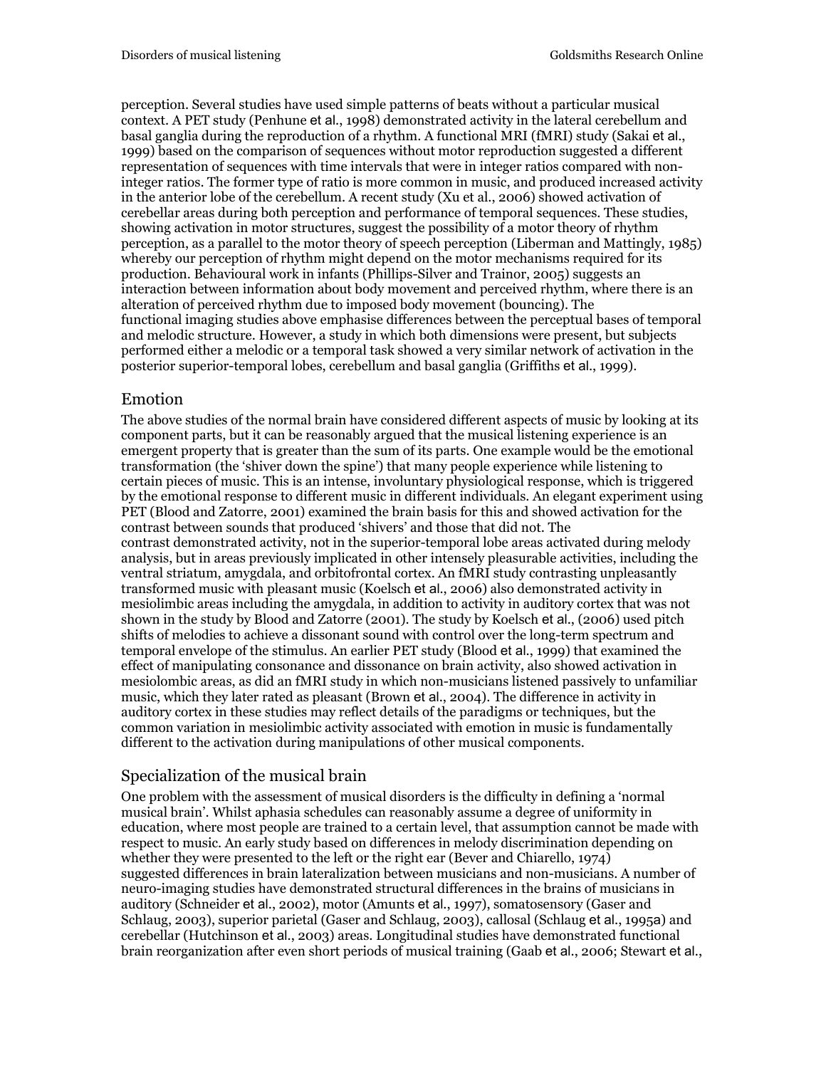perception. Several studies have used simple patterns of beats without a particular musical context. A PET study (Penhune et al., 1998) demonstrated activity in the lateral cerebellum and basal ganglia during the reproduction of a rhythm. A functional MRI (fMRI) study (Sakai et al., 1999) based on the comparison of sequences without motor reproduction suggested a different representation of sequences with time intervals that were in integer ratios compared with non-integer ratios. The former type of ratio is more common in music, and produced increased activity in the anterior lobe of the cerebellum. A recent study (Xu et al., 2006) showed activation of cerebellar areas during both perception and performance of temporal sequences. These studies, showing activation in motor structures, suggest the possibility of a motor theory of rhythm perception, as a parallel to the motor theory of speech perception (Liberman and Mattingly, 1985) whereby our perception of rhythm might depend on the motor mechanisms required for its production. Behavioural work in infants (Phillips-Silver and Trainor, 2005) suggests an interaction between information about body movement and perceived rhythm, where there is an alteration of perceived rhythm due to imposed body movement (bouncing). The functional imaging studies above emphasise differences between the perceptual bases of temporal and melodic structure. However, a study in which both dimensions were present, but subjects performed either a melodic or a temporal task showed a very similar network of activation in the posterior superior-temporal lobes, cerebellum and basal ganglia (Griffiths et al., 1999).

## Emotion

The above studies of the normal brain have considered different aspects of music by looking at its component parts, but it can be reasonably argued that the musical listening experience is an emergent property that is greater than the sum of its parts. One example would be the emotional transformation (the 'shiver down the spine') that many people experience while listening to certain pieces of music. This is an intense, involuntary physiological response, which is triggered by the emotional response to different music in different individuals. An elegant experiment using PET (Blood and Zatorre, 2001) examined the brain basis for this and showed activation for the contrast between sounds that produced 'shivers' and those that did not. The contrast demonstrated activity, not in the superior-temporal lobe areas activated during melody analysis, but in areas previously implicated in other intensely pleasurable activities, including the ventral striatum, amygdala, and orbitofrontal cortex. An fMRI study contrasting unpleasantly transformed music with pleasant music (Koelsch et al., 2006) also demonstrated activity in mesiolimbic areas including the amygdala, in addition to activity in auditory cortex that was not shown in the study by Blood and Zatorre (2001). The study by Koelsch et al., (2006) used pitch shifts of melodies to achieve a dissonant sound with control over the long-term spectrum and temporal envelope of the stimulus. An earlier PET study (Blood et al., 1999) that examined the effect of manipulating consonance and dissonance on brain activity, also showed activation in mesiolombic areas, as did an fMRI study in which non-musicians listened passively to unfamiliar music, which they later rated as pleasant (Brown et al., 2004). The difference in activity in auditory cortex in these studies may reflect details of the paradigms or techniques, but the common variation in mesiolimbic activity associated with emotion in music is fundamentally different to the activation during manipulations of other musical components.

## Specialization of the musical brain

One problem with the assessment of musical disorders is the difficulty in defining a 'normal musical brain'. Whilst aphasia schedules can reasonably assume a degree of uniformity in education, where most people are trained to a certain level, that assumption cannot be made with respect to music. An early study based on differences in melody discrimination depending on whether they were presented to the left or the right ear (Bever and Chiarello, 1974) suggested differences in brain lateralization between musicians and non-musicians. A number of neuro-imaging studies have demonstrated structural differences in the brains of musicians in auditory (Schneider et al., 2002), motor (Amunts et al., 1997), somatosensory (Gaser and Schlaug, 2003), superior parietal (Gaser and Schlaug, 2003), callosal (Schlaug et al., 1995a) and cerebellar (Hutchinson et al., 2003) areas. Longitudinal studies have demonstrated functional brain reorganization after even short periods of musical training (Gaab et al., 2006; Stewart et al.,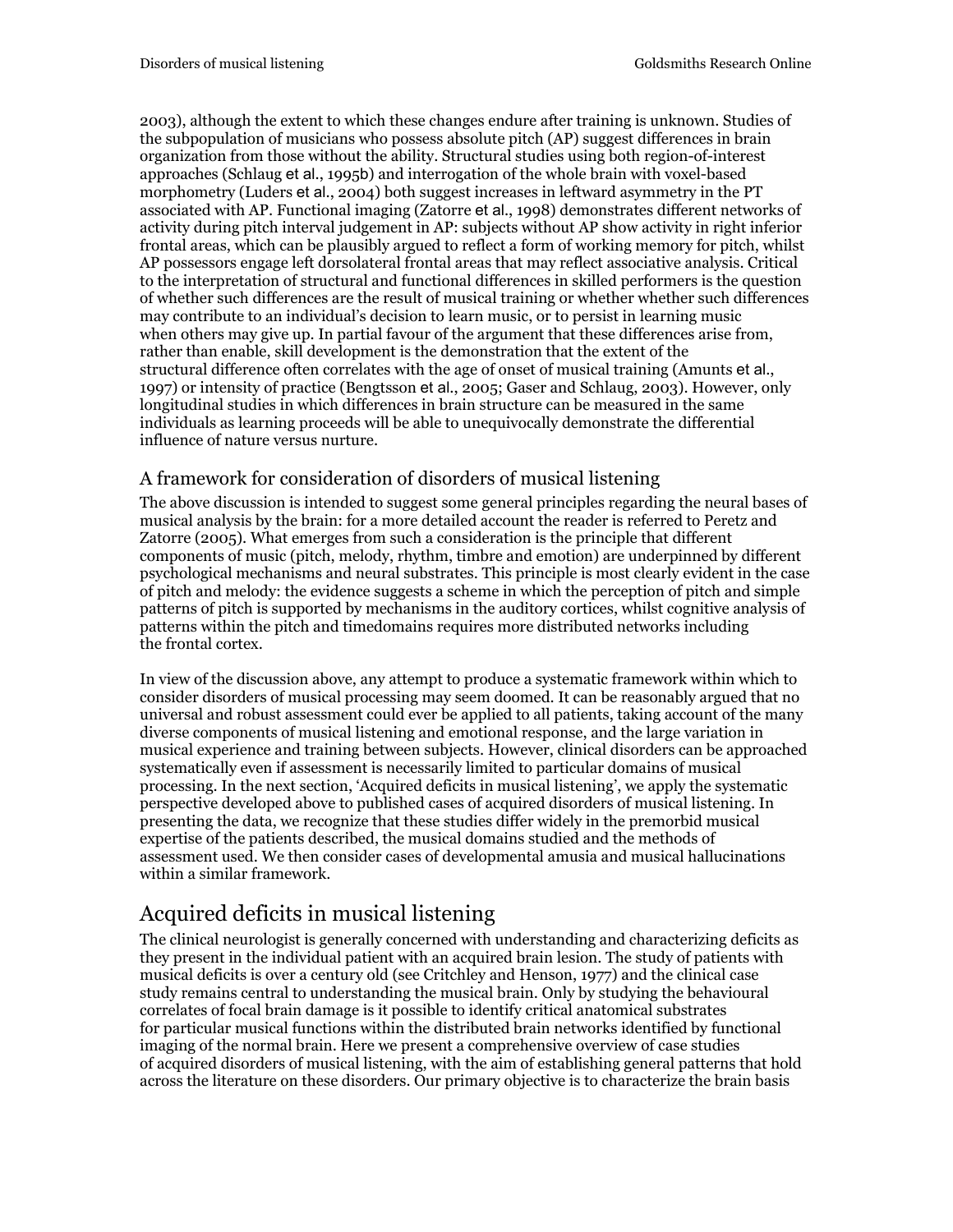2003), although the extent to which these changes endure after training is unknown. Studies of the subpopulation of musicians who possess absolute pitch (AP) suggest differences in brain organization from those without the ability. Structural studies using both region-of-interest approaches (Schlaug et al., 1995b) and interrogation of the whole brain with voxel-based morphometry (Luders et al., 2004) both suggest increases in leftward asymmetry in the PT associated with AP. Functional imaging (Zatorre et al., 1998) demonstrates different networks of activity during pitch interval judgement in AP: subjects without AP show activity in right inferior frontal areas, which can be plausibly argued to reflect a form of working memory for pitch, whilst AP possessors engage left dorsolateral frontal areas that may reflect associative analysis. Critical to the interpretation of structural and functional differences in skilled performers is the question of whether such differences are the result of musical training or whether whether such differences may contribute to an individual's decision to learn music, or to persist in learning music when others may give up. In partial favour of the argument that these differences arise from, rather than enable, skill development is the demonstration that the extent of the structural difference often correlates with the age of onset of musical training (Amunts et al., 1997) or intensity of practice (Bengtsson et al., 2005; Gaser and Schlaug, 2003). However, only longitudinal studies in which differences in brain structure can be measured in the same individuals as learning proceeds will be able to unequivocally demonstrate the differential influence of nature versus nurture.

## A framework for consideration of disorders of musical listening

The above discussion is intended to suggest some general principles regarding the neural bases of musical analysis by the brain: for a more detailed account the reader is referred to Peretz and Zatorre (2005). What emerges from such a consideration is the principle that different components of music (pitch, melody, rhythm, timbre and emotion) are underpinned by different psychological mechanisms and neural substrates. This principle is most clearly evident in the case of pitch and melody: the evidence suggests a scheme in which the perception of pitch and simple patterns of pitch is supported by mechanisms in the auditory cortices, whilst cognitive analysis of patterns within the pitch and timedomains requires more distributed networks including the frontal cortex.

In view of the discussion above, any attempt to produce a systematic framework within which to consider disorders of musical processing may seem doomed. It can be reasonably argued that no universal and robust assessment could ever be applied to all patients, taking account of the many diverse components of musical listening and emotional response, and the large variation in musical experience and training between subjects. However, clinical disorders can be approached systematically even if assessment is necessarily limited to particular domains of musical processing. In the next section, 'Acquired deficits in musical listening', we apply the systematic perspective developed above to published cases of acquired disorders of musical listening. In presenting the data, we recognize that these studies differ widely in the premorbid musical expertise of the patients described, the musical domains studied and the methods of assessment used. We then consider cases of developmental amusia and musical hallucinations within a similar framework.

# Acquired deficits in musical listening

The clinical neurologist is generally concerned with understanding and characterizing deficits as they present in the individual patient with an acquired brain lesion. The study of patients with musical deficits is over a century old (see Critchley and Henson, 1977) and the clinical case study remains central to understanding the musical brain. Only by studying the behavioural correlates of focal brain damage is it possible to identify critical anatomical substrates for particular musical functions within the distributed brain networks identified by functional imaging of the normal brain. Here we present a comprehensive overview of case studies of acquired disorders of musical listening, with the aim of establishing general patterns that hold across the literature on these disorders. Our primary objective is to characterize the brain basis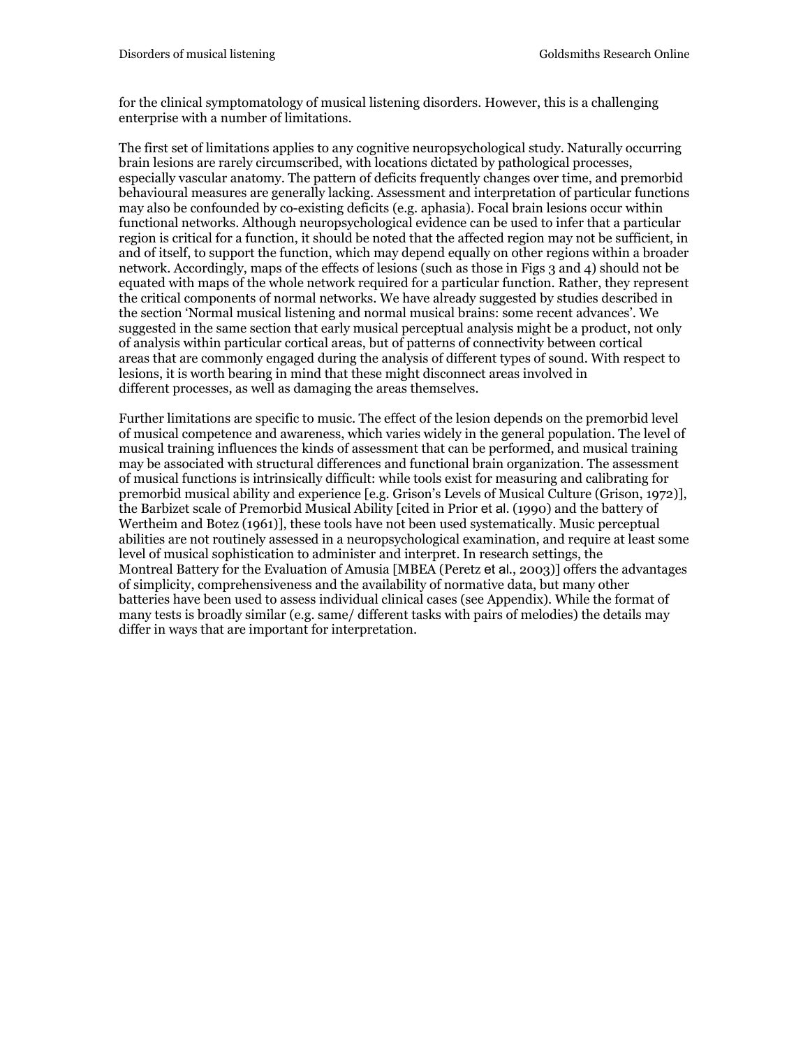for the clinical symptomatology of musical listening disorders. However, this is a challenging enterprise with a number of limitations.

The first set of limitations applies to any cognitive neuropsychological study. Naturally occurring brain lesions are rarely circumscribed, with locations dictated by pathological processes, especially vascular anatomy. The pattern of deficits frequently changes over time, and premorbid behavioural measures are generally lacking. Assessment and interpretation of particular functions may also be confounded by co-existing deficits (e.g. aphasia). Focal brain lesions occur within functional networks. Although neuropsychological evidence can be used to infer that a particular region is critical for a function, it should be noted that the affected region may not be sufficient, in and of itself, to support the function, which may depend equally on other regions within a broader network. Accordingly, maps of the effects of lesions (such as those in Figs 3 and 4) should not be equated with maps of the whole network required for a particular function. Rather, they represent the critical components of normal networks. We have already suggested by studies described in the section 'Normal musical listening and normal musical brains: some recent advances'. We suggested in the same section that early musical perceptual analysis might be a product, not only of analysis within particular cortical areas, but of patterns of connectivity between cortical areas that are commonly engaged during the analysis of different types of sound. With respect to lesions, it is worth bearing in mind that these might disconnect areas involved in different processes, as well as damaging the areas themselves.

Further limitations are specific to music. The effect of the lesion depends on the premorbid level of musical competence and awareness, which varies widely in the general population. The level of musical training influences the kinds of assessment that can be performed, and musical training may be associated with structural differences and functional brain organization. The assessment of musical functions is intrinsically difficult: while tools exist for measuring and calibrating for premorbid musical ability and experience [e.g. Grison's Levels of Musical Culture (Grison, 1972)], the Barbizet scale of Premorbid Musical Ability [cited in Prior et al. (1990) and the battery of Wertheim and Botez (1961)], these tools have not been used systematically. Music perceptual abilities are not routinely assessed in a neuropsychological examination, and require at least some level of musical sophistication to administer and interpret. In research settings, the Montreal Battery for the Evaluation of Amusia [MBEA (Peretz et al., 2003)] offers the advantages of simplicity, comprehensiveness and the availability of normative data, but many other batteries have been used to assess individual clinical cases (see Appendix). While the format of many tests is broadly similar (e.g. same/ different tasks with pairs of melodies) the details may differ in ways that are important for interpretation.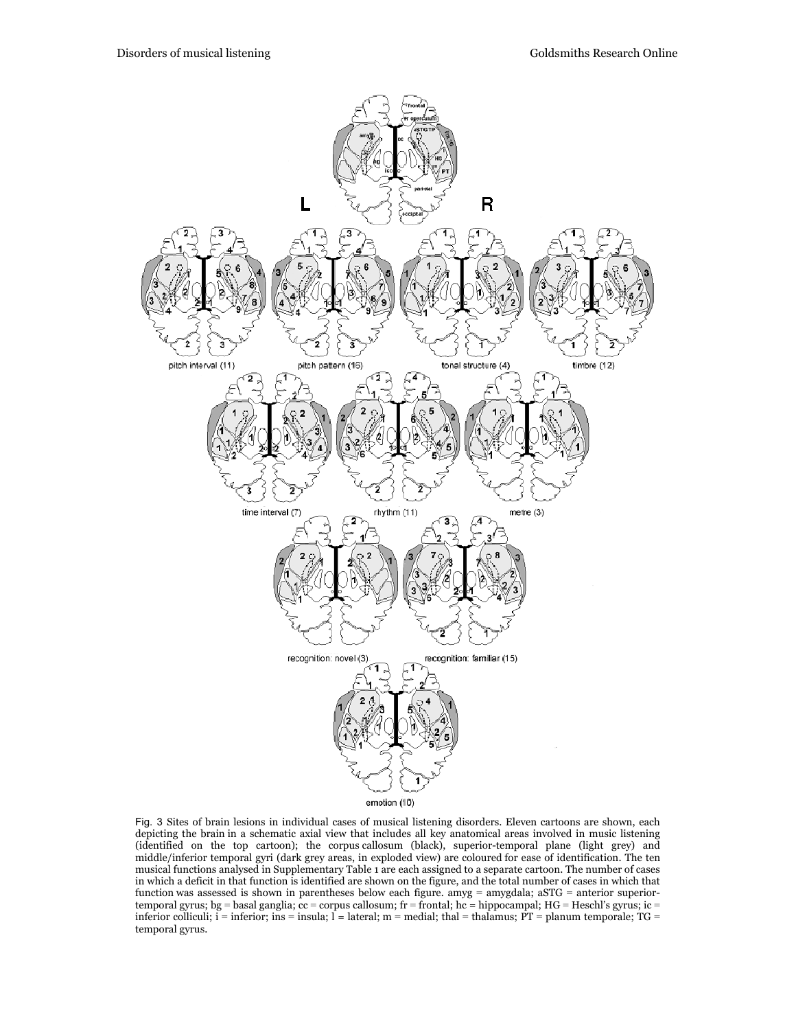Fig. 3 Sites of brain lesions in individual cases of musical listening disorders. Eleven cartoons are shown, each depicting the brain in a schematic axial view that includes all key anatomical areas involved in music listening (identified on the top cartoon); the corpus callosum (black), superior-temporal plane (light grey) and middle/inferior temporal gyri (dark grey areas, in exploded view) are coloured for ease of identification. The ten musical functions analysed in Supplementary Table 1 are each assigned to a separate cartoon. The number of cases in which a deficit in that function is identified are shown on the figure, and the total number of cases in which that function was assessed is shown in parentheses below each figure. amyg = amygdala; aSTG = anterior superior-temporal gyrus; bg = basal ganglia; cc = corpus callosum; fr = frontal; hc = hippocampal; HG = Heschl's gyrus; ic = inferior colliculi; i = inferior; ins = insula; l = lateral; m = medial; thal = thalamus; PT = planum temporale; TG = temporal gyrus.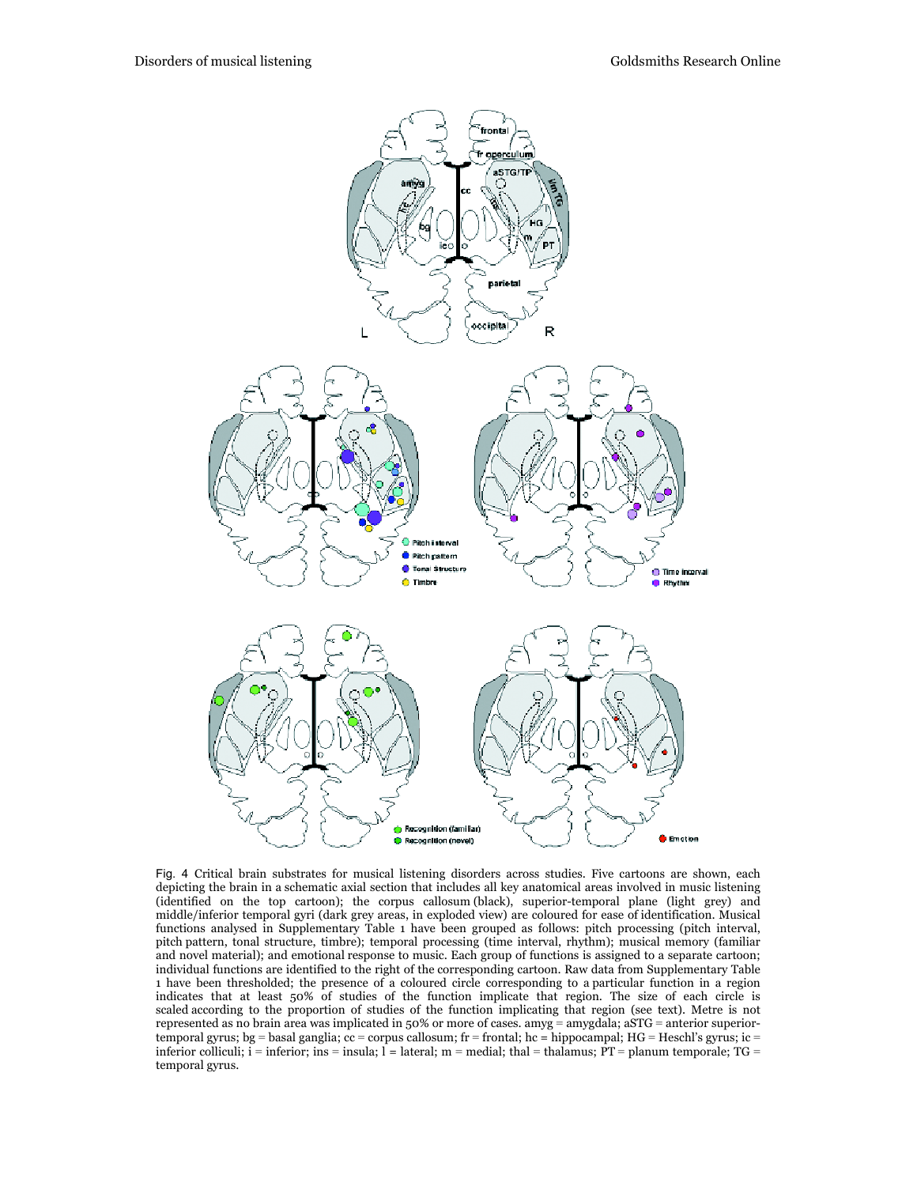Fig. 4 Critical brain substrates for musical listening disorders across studies. Five cartoons are shown, each depicting the brain in a schematic axial section that includes all key anatomical areas involved in music listening (identified on the top cartoon); the corpus callosum (black), superior-temporal plane (light grey) and middle/inferior temporal gyri (dark grey areas, in exploded view) are coloured for ease of identification. Musical functions analysed in Supplementary Table 1 have been grouped as follows: pitch processing (pitch interval, pitch pattern, tonal structure, timbre); temporal processing (time interval, rhythm); musical memory (familiar and novel material); and emotional response to music. Each group of functions is assigned to a separate cartoon; individual functions are identified to the right of the corresponding cartoon. Raw data from Supplementary Table 1 have been thresholded; the presence of a coloured circle corresponding to a particular function in a region indicates that at least 50% of studies of the function implicate that region. The size of each circle is scaled according to the proportion of studies of the function implicating that region (see text). Metre is not represented as no brain area was implicated in 50% or more of cases. amyg = amygdala; aSTG = anterior superior-temporal gyrus; bg = basal ganglia; cc = corpus callosum; fr = frontal; hc = hippocampal; HG = Heschl's gyrus; ic = inferior colliculi; i = inferior; ins = insula; l = lateral; m = medial; thal = thalamus; PT = planum temporale; TG = temporal gyrus.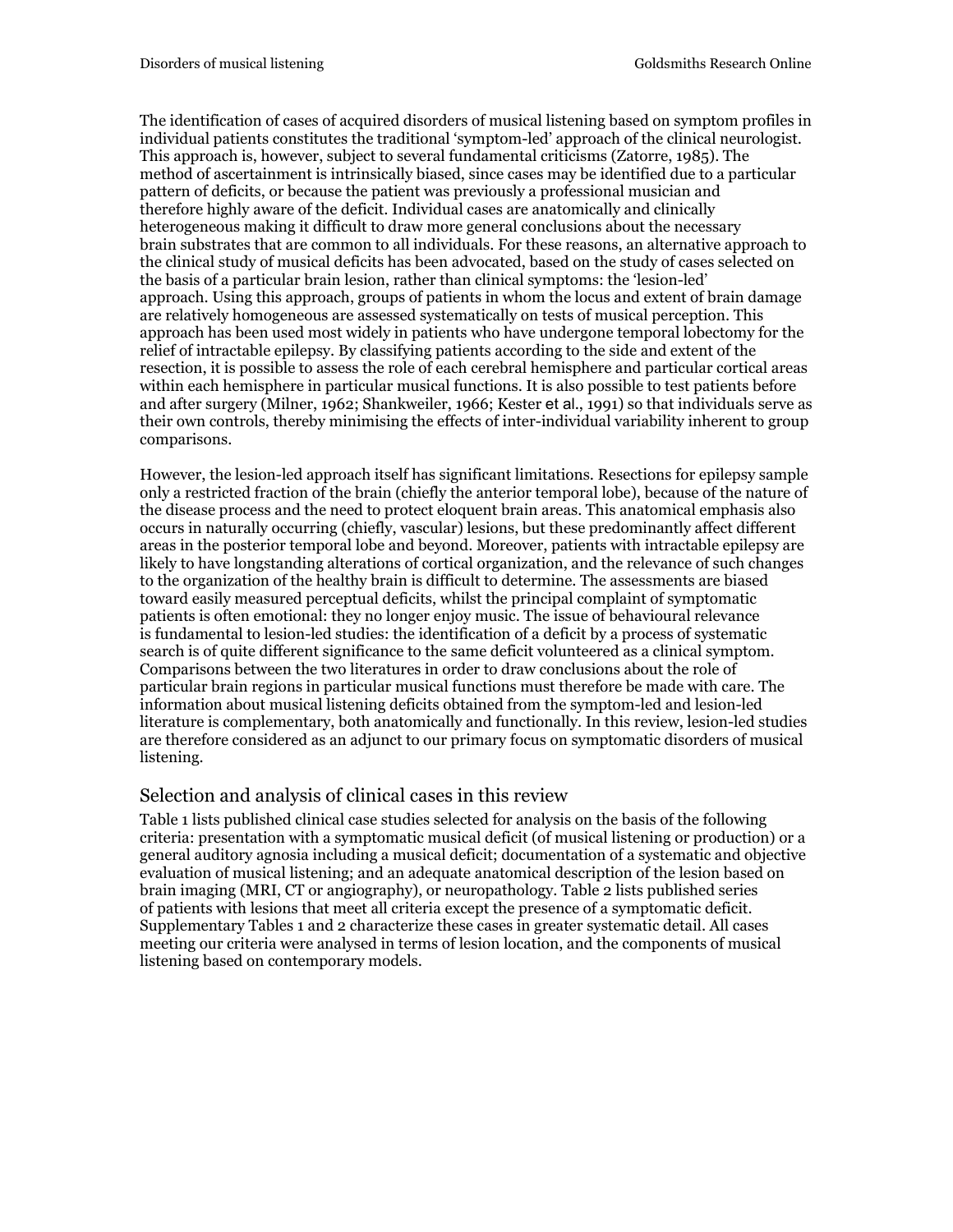The identification of cases of acquired disorders of musical listening based on symptom profiles in individual patients constitutes the traditional 'symptom-led' approach of the clinical neurologist. This approach is, however, subject to several fundamental criticisms (Zatorre, 1985). The method of ascertainment is intrinsically biased, since cases may be identified due to a particular pattern of deficits, or because the patient was previously a professional musician and therefore highly aware of the deficit. Individual cases are anatomically and clinically heterogeneous making it difficult to draw more general conclusions about the necessary brain substrates that are common to all individuals. For these reasons, an alternative approach to the clinical study of musical deficits has been advocated, based on the study of cases selected on the basis of a particular brain lesion, rather than clinical symptoms: the 'lesion-led' approach. Using this approach, groups of patients in whom the locus and extent of brain damage are relatively homogeneous are assessed systematically on tests of musical perception. This approach has been used most widely in patients who have undergone temporal lobectomy for the relief of intractable epilepsy. By classifying patients according to the side and extent of the resection, it is possible to assess the role of each cerebral hemisphere and particular cortical areas within each hemisphere in particular musical functions. It is also possible to test patients before and after surgery (Milner, 1962; Shankweiler, 1966; Kester *et al*., 1991) so that individuals serve as their own controls, thereby minimising the effects of inter-individual variability inherent to group comparisons.

However, the lesion-led approach itself has significant limitations. Resections for epilepsy sample only a restricted fraction of the brain (chiefly the anterior temporal lobe), because of the nature of the disease process and the need to protect eloquent brain areas. This anatomical emphasis also occurs in naturally occurring (chiefly, vascular) lesions, but these predominantly affect different areas in the posterior temporal lobe and beyond. Moreover, patients with intractable epilepsy are likely to have longstanding alterations of cortical organization, and the relevance of such changes to the organization of the healthy brain is difficult to determine. The assessments are biased toward easily measured perceptual deficits, whilst the principal complaint of symptomatic patients is often emotional: they no longer enjoy music. The issue of behavioural relevance is fundamental to lesion-led studies: the identification of a deficit by a process of systematic search is of quite different significance to the same deficit volunteered as a clinical symptom. Comparisons between the two literatures in order to draw conclusions about the role of particular brain regions in particular musical functions must therefore be made with care. The information about musical listening deficits obtained from the symptom-led and lesion-led literature is complementary, both anatomically and functionally. In this review, lesion-led studies are therefore considered as an adjunct to our primary focus on symptomatic disorders of musical listening.

## Selection and analysis of clinical cases in this review

Table 1 lists published clinical case studies selected for analysis on the basis of the following criteria: presentation with a symptomatic musical deficit (of musical listening or production) or a general auditory agnosia including a musical deficit; documentation of a systematic and objective evaluation of musical listening; and an adequate anatomical description of the lesion based on brain imaging (MRI, CT or angiography), or neuropathology. Table 2 lists published series of patients with lesions that meet all criteria except the presence of a symptomatic deficit. Supplementary Tables 1 and 2 characterize these cases in greater systematic detail. All cases meeting our criteria were analysed in terms of lesion location, and the components of musical listening based on contemporary models.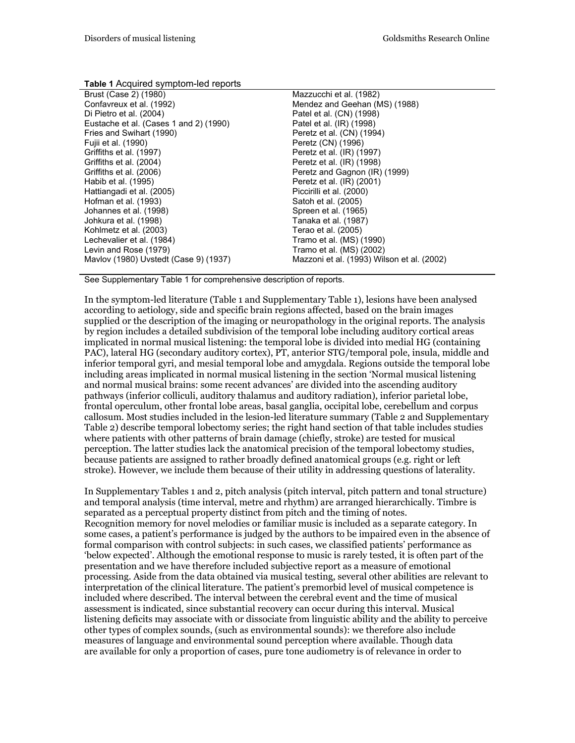**Table 1** Acquired symptom-led reports

| | |
|---|---|
| Brust (Case 2) (1980) | Mazzucchi et al. (1982) |
| Confavreux et al. (1992) | Mendez and Geehan (MS) (1988) |
| Di Pietro et al. (2004) | Patel et al. (CN) (1998) |
| Eustache et al. (Cases 1 and 2) (1990) | Patel et al. (IR) (1998) |
| Fries and Swihart (1990) | Peretz et al. (CN) (1994) |
| Fujii et al. (1990) | Peretz (CN) (1996) |
| Griffiths et al. (1997) | Peretz et al. (IR) (1997) |
| Griffiths et al. (2004) | Peretz et al. (IR) (1998) |
| Griffiths et al. (2006) | Peretz and Gagnon (IR) (1999) |
| Habib et al. (1995) | Peretz et al. (IR) (2001) |
| Hattiangadi et al. (2005) | Piccirilli et al. (2000) |
| Hofman et al. (1993) | Satoh et al. (2005) |
| Johannes et al. (1998) | Spreen et al. (1965) |
| Johkura et al. (1998) | Tanaka et al. (1987) |
| Kohlmetz et al. (2003) | Terao et al. (2005) |
| Lechevalier et al. (1984) | Tramo et al. (MS) (1990) |
| Levin and Rose (1979) | Tramo et al. (MS) (2002) |
| Mavlov (1980) Uvstedt (Case 9) (1937) | Mazzoni et al. (1993) Wilson et al. (2002) |

See Supplementary Table 1 for comprehensive description of reports.

In the symptom-led literature (Table 1 and Supplementary Table 1), lesions have been analysed according to aetiology, side and specific brain regions affected, based on the brain images supplied or the description of the imaging or neuropathology in the original reports. The analysis by region includes a detailed subdivision of the temporal lobe including auditory cortical areas implicated in normal musical listening: the temporal lobe is divided into medial HG (containing PAC), lateral HG (secondary auditory cortex), PT, anterior STG/temporal pole, insula, middle and inferior temporal gyri, and mesial temporal lobe and amygdala. Regions outside the temporal lobe including areas implicated in normal musical listening in the section 'Normal musical listening and normal musical brains: some recent advances' are divided into the ascending auditory pathways (inferior colliculi, auditory thalamus and auditory radiation), inferior parietal lobe, frontal operculum, other frontal lobe areas, basal ganglia, occipital lobe, cerebellum and corpus callosum. Most studies included in the lesion-led literature summary (Table 2 and Supplementary Table 2) describe temporal lobectomy series; the right hand section of that table includes studies where patients with other patterns of brain damage (chiefly, stroke) are tested for musical perception. The latter studies lack the anatomical precision of the temporal lobectomy studies, because patients are assigned to rather broadly defined anatomical groups (e.g. right or left stroke). However, we include them because of their utility in addressing questions of laterality.

In Supplementary Tables 1 and 2, pitch analysis (pitch interval, pitch pattern and tonal structure) and temporal analysis (time interval, metre and rhythm) are arranged hierarchically. Timbre is separated as a perceptual property distinct from pitch and the timing of notes.
Recognition memory for novel melodies or familiar music is included as a separate category. In some cases, a patient's performance is judged by the authors to be impaired even in the absence of formal comparison with control subjects: in such cases, we classified patients' performance as 'below expected'. Although the emotional response to music is rarely tested, it is often part of the presentation and we have therefore included subjective report as a measure of emotional processing. Aside from the data obtained via musical testing, several other abilities are relevant to interpretation of the clinical literature. The patient's premorbid level of musical competence is included where described. The interval between the cerebral event and the time of musical assessment is indicated, since substantial recovery can occur during this interval. Musical listening deficits may associate with or dissociate from linguistic ability and the ability to perceive other types of complex sounds, (such as environmental sounds): we therefore also include measures of language and environmental sound perception where available. Though data are available for only a proportion of cases, pure tone audiometry is of relevance in order to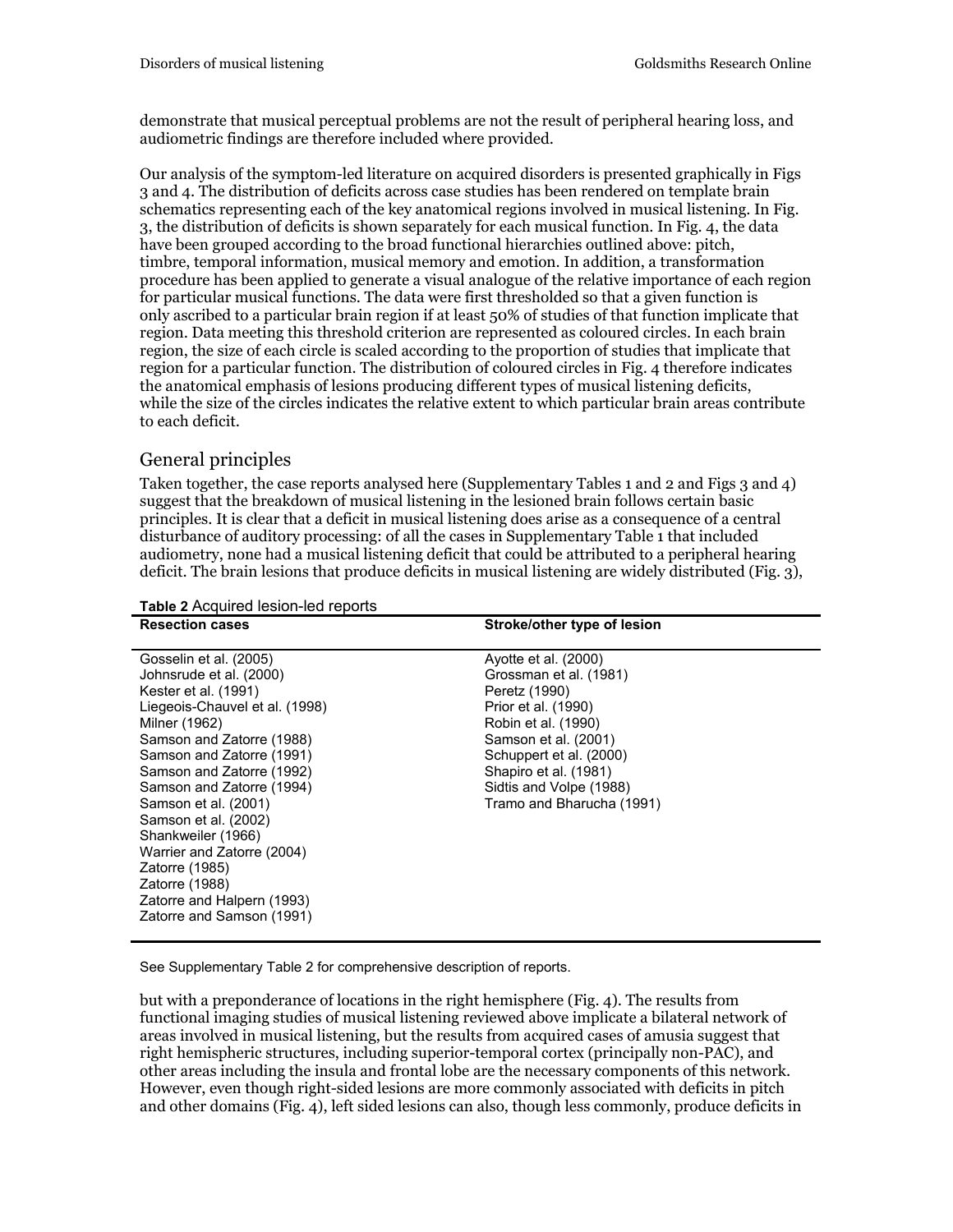demonstrate that musical perceptual problems are not the result of peripheral hearing loss, and audiometric findings are therefore included where provided.

Our analysis of the symptom-led literature on acquired disorders is presented graphically in Figs 3 and 4. The distribution of deficits across case studies has been rendered on template brain schematics representing each of the key anatomical regions involved in musical listening. In Fig. 3, the distribution of deficits is shown separately for each musical function. In Fig. 4, the data have been grouped according to the broad functional hierarchies outlined above: pitch, timbre, temporal information, musical memory and emotion. In addition, a transformation procedure has been applied to generate a visual analogue of the relative importance of each region for particular musical functions. The data were first thresholded so that a given function is only ascribed to a particular brain region if at least 50% of studies of that function implicate that region. Data meeting this threshold criterion are represented as coloured circles. In each brain region, the size of each circle is scaled according to the proportion of studies that implicate that region for a particular function. The distribution of coloured circles in Fig. 4 therefore indicates the anatomical emphasis of lesions producing different types of musical listening deficits, while the size of the circles indicates the relative extent to which particular brain areas contribute to each deficit.

## General principles

Taken together, the case reports analysed here (Supplementary Tables 1 and 2 and Figs 3 and 4) suggest that the breakdown of musical listening in the lesioned brain follows certain basic principles. It is clear that a deficit in musical listening does arise as a consequence of a central disturbance of auditory processing: of all the cases in Supplementary Table 1 that included audiometry, none had a musical listening deficit that could be attributed to a peripheral hearing deficit. The brain lesions that produce deficits in musical listening are widely distributed (Fig. 3),

**Table 2** Acquired lesion-led reports

| Resection cases | Stroke/other type of lesion |
|---|---|
| Gosselin et al. (2005) | Ayotte et al. (2000) |
| Johnsrude et al. (2000) | Grossman et al. (1981) |
| Kester et al. (1991) | Peretz (1990) |
| Liegeois-Chauvel et al. (1998) | Prior et al. (1990) |
| Milner (1962) | Robin et al. (1990) |
| Samson and Zatorre (1988) | Samson et al. (2001) |
| Samson and Zatorre (1991) | Schuppert et al. (2000) |
| Samson and Zatorre (1992) | Shapiro et al. (1981) |
| Samson and Zatorre (1994) | Sidtis and Volpe (1988) |
| Samson et al. (2001) | Tramo and Bharucha (1991) |
| Samson et al. (2002) | |
| Shankweiler (1966) | |
| Warrier and Zatorre (2004) | |
| Zatorre (1985) | |
| Zatorre (1988) | |
| Zatorre and Halpern (1993) | |
| Zatorre and Samson (1991) | |

See Supplementary Table 2 for comprehensive description of reports.

but with a preponderance of locations in the right hemisphere (Fig. 4). The results from functional imaging studies of musical listening reviewed above implicate a bilateral network of areas involved in musical listening, but the results from acquired cases of amusia suggest that right hemispheric structures, including superior-temporal cortex (principally non-PAC), and other areas including the insula and frontal lobe are the necessary components of this network. However, even though right-sided lesions are more commonly associated with deficits in pitch and other domains (Fig. 4), left sided lesions can also, though less commonly, produce deficits in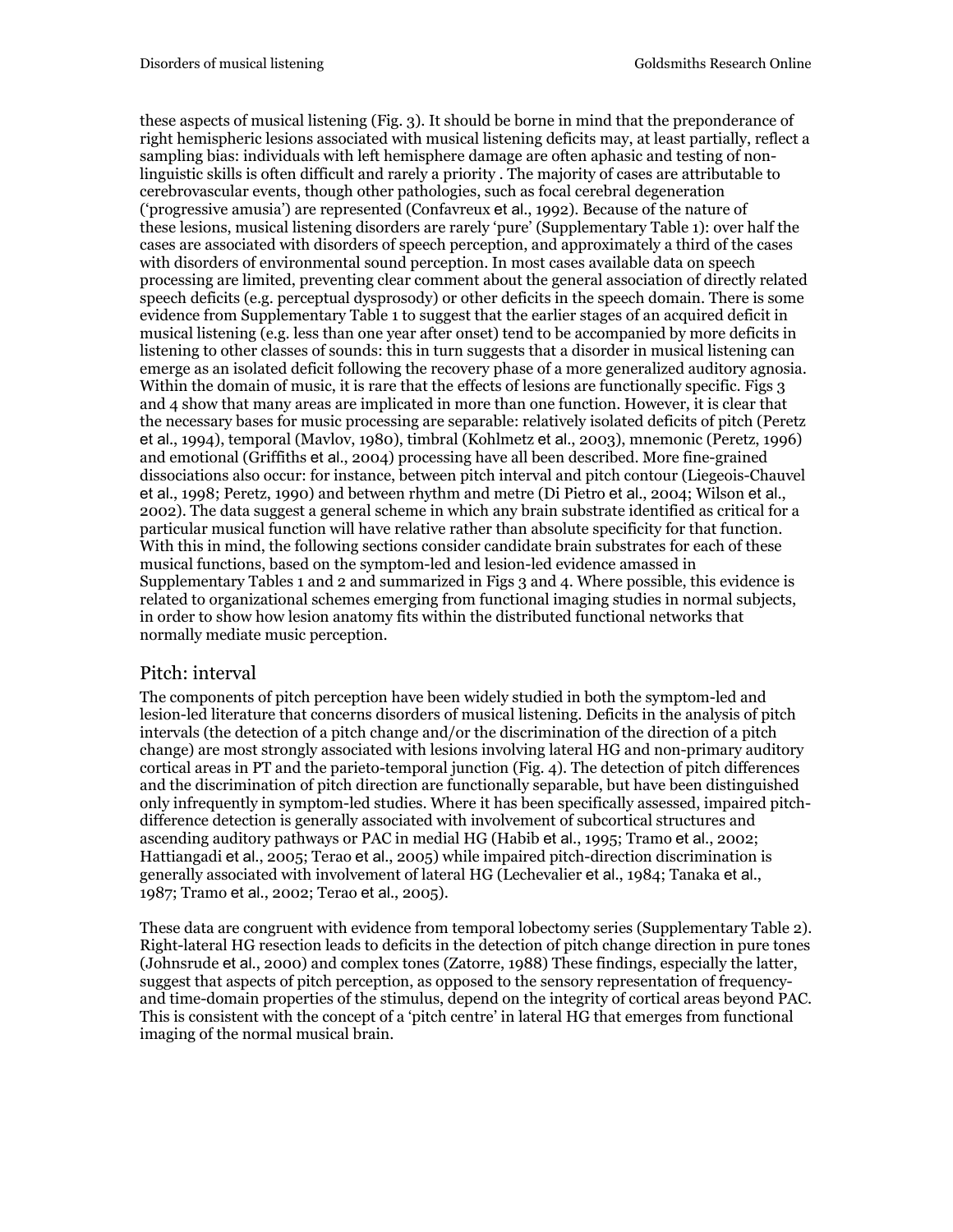these aspects of musical listening (Fig. 3). It should be borne in mind that the preponderance of right hemispheric lesions associated with musical listening deficits may, at least partially, reflect a sampling bias: individuals with left hemisphere damage are often aphasic and testing of non-linguistic skills is often difficult and rarely a priority . The majority of cases are attributable to cerebrovascular events, though other pathologies, such as focal cerebral degeneration ('progressive amusia') are represented (Confavreux et al., 1992). Because of the nature of these lesions, musical listening disorders are rarely 'pure' (Supplementary Table 1): over half the cases are associated with disorders of speech perception, and approximately a third of the cases with disorders of environmental sound perception. In most cases available data on speech processing are limited, preventing clear comment about the general association of directly related speech deficits (e.g. perceptual dysprosody) or other deficits in the speech domain. There is some evidence from Supplementary Table 1 to suggest that the earlier stages of an acquired deficit in musical listening (e.g. less than one year after onset) tend to be accompanied by more deficits in listening to other classes of sounds: this in turn suggests that a disorder in musical listening can emerge as an isolated deficit following the recovery phase of a more generalized auditory agnosia. Within the domain of music, it is rare that the effects of lesions are functionally specific. Figs 3 and 4 show that many areas are implicated in more than one function. However, it is clear that the necessary bases for music processing are separable: relatively isolated deficits of pitch (Peretz et al., 1994), temporal (Mavlov, 1980), timbral (Kohlmetz et al., 2003), mnemonic (Peretz, 1996) and emotional (Griffiths et al., 2004) processing have all been described. More fine-grained dissociations also occur: for instance, between pitch interval and pitch contour (Liegeois-Chauvel et al., 1998; Peretz, 1990) and between rhythm and metre (Di Pietro et al., 2004; Wilson et al., 2002). The data suggest a general scheme in which any brain substrate identified as critical for a particular musical function will have relative rather than absolute specificity for that function. With this in mind, the following sections consider candidate brain substrates for each of these musical functions, based on the symptom-led and lesion-led evidence amassed in Supplementary Tables 1 and 2 and summarized in Figs 3 and 4. Where possible, this evidence is related to organizational schemes emerging from functional imaging studies in normal subjects, in order to show how lesion anatomy fits within the distributed functional networks that normally mediate music perception.

## Pitch: interval

The components of pitch perception have been widely studied in both the symptom-led and lesion-led literature that concerns disorders of musical listening. Deficits in the analysis of pitch intervals (the detection of a pitch change and/or the discrimination of the direction of a pitch change) are most strongly associated with lesions involving lateral HG and non-primary auditory cortical areas in PT and the parieto-temporal junction (Fig. 4). The detection of pitch differences and the discrimination of pitch direction are functionally separable, but have been distinguished only infrequently in symptom-led studies. Where it has been specifically assessed, impaired pitch-difference detection is generally associated with involvement of subcortical structures and ascending auditory pathways or PAC in medial HG (Habib et al., 1995; Tramo et al., 2002; Hattiangadi et al., 2005; Terao et al., 2005) while impaired pitch-direction discrimination is generally associated with involvement of lateral HG (Lechevalier et al., 1984; Tanaka et al., 1987; Tramo et al., 2002; Terao et al., 2005).

These data are congruent with evidence from temporal lobectomy series (Supplementary Table 2). Right-lateral HG resection leads to deficits in the detection of pitch change direction in pure tones (Johnsrude et al., 2000) and complex tones (Zatorre, 1988) These findings, especially the latter, suggest that aspects of pitch perception, as opposed to the sensory representation of frequency- and time-domain properties of the stimulus, depend on the integrity of cortical areas beyond PAC. This is consistent with the concept of a 'pitch centre' in lateral HG that emerges from functional imaging of the normal musical brain.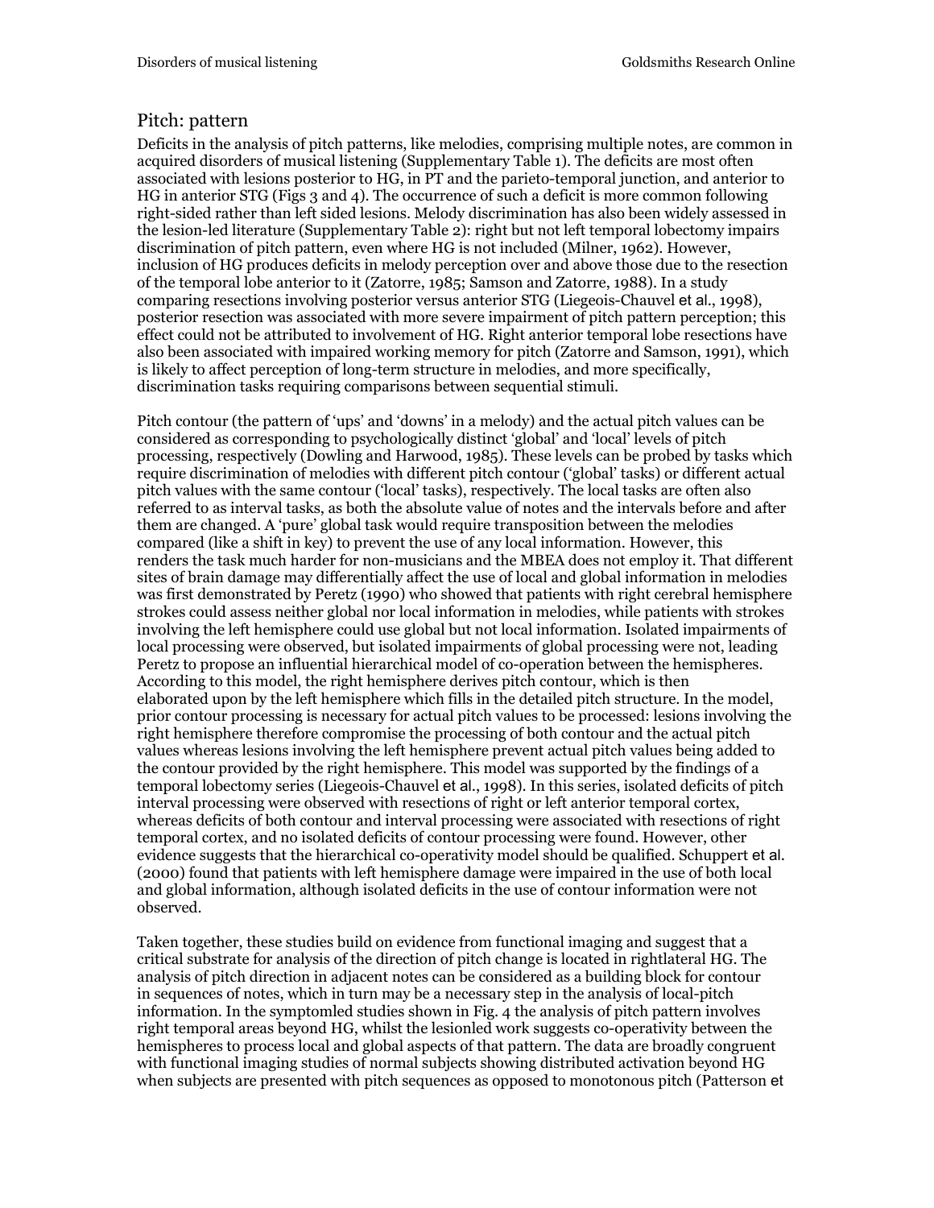## Pitch: pattern

Deficits in the analysis of pitch patterns, like melodies, comprising multiple notes, are common in acquired disorders of musical listening (Supplementary Table 1). The deficits are most often associated with lesions posterior to HG, in PT and the parieto-temporal junction, and anterior to HG in anterior STG (Figs 3 and 4). The occurrence of such a deficit is more common following right-sided rather than left sided lesions. Melody discrimination has also been widely assessed in the lesion-led literature (Supplementary Table 2): right but not left temporal lobectomy impairs discrimination of pitch pattern, even where HG is not included (Milner, 1962). However, inclusion of HG produces deficits in melody perception over and above those due to the resection of the temporal lobe anterior to it (Zatorre, 1985; Samson and Zatorre, 1988). In a study comparing resections involving posterior versus anterior STG (Liegeois-Chauvel et al., 1998), posterior resection was associated with more severe impairment of pitch pattern perception; this effect could not be attributed to involvement of HG. Right anterior temporal lobe resections have also been associated with impaired working memory for pitch (Zatorre and Samson, 1991), which is likely to affect perception of long-term structure in melodies, and more specifically, discrimination tasks requiring comparisons between sequential stimuli.

Pitch contour (the pattern of 'ups' and 'downs' in a melody) and the actual pitch values can be considered as corresponding to psychologically distinct 'global' and 'local' levels of pitch processing, respectively (Dowling and Harwood, 1985). These levels can be probed by tasks which require discrimination of melodies with different pitch contour ('global' tasks) or different actual pitch values with the same contour ('local' tasks), respectively. The local tasks are often also referred to as interval tasks, as both the absolute value of notes and the intervals before and after them are changed. A 'pure' global task would require transposition between the melodies compared (like a shift in key) to prevent the use of any local information. However, this renders the task much harder for non-musicians and the MBEA does not employ it. That different sites of brain damage may differentially affect the use of local and global information in melodies was first demonstrated by Peretz (1990) who showed that patients with right cerebral hemisphere strokes could assess neither global nor local information in melodies, while patients with strokes involving the left hemisphere could use global but not local information. Isolated impairments of local processing were observed, but isolated impairments of global processing were not, leading Peretz to propose an influential hierarchical model of co-operation between the hemispheres. According to this model, the right hemisphere derives pitch contour, which is then elaborated upon by the left hemisphere which fills in the detailed pitch structure. In the model, prior contour processing is necessary for actual pitch values to be processed: lesions involving the right hemisphere therefore compromise the processing of both contour and the actual pitch values whereas lesions involving the left hemisphere prevent actual pitch values being added to the contour provided by the right hemisphere. This model was supported by the findings of a temporal lobectomy series (Liegeois-Chauvel et al., 1998). In this series, isolated deficits of pitch interval processing were observed with resections of right or left anterior temporal cortex, whereas deficits of both contour and interval processing were associated with resections of right temporal cortex, and no isolated deficits of contour processing were found. However, other evidence suggests that the hierarchical co-operativity model should be qualified. Schuppert et al. (2000) found that patients with left hemisphere damage were impaired in the use of both local and global information, although isolated deficits in the use of contour information were not observed.

Taken together, these studies build on evidence from functional imaging and suggest that a critical substrate for analysis of the direction of pitch change is located in rightlateral HG. The analysis of pitch direction in adjacent notes can be considered as a building block for contour in sequences of notes, which in turn may be a necessary step in the analysis of local-pitch information. In the symptomled studies shown in Fig. 4 the analysis of pitch pattern involves right temporal areas beyond HG, whilst the lesionled work suggests co-operativity between the hemispheres to process local and global aspects of that pattern. The data are broadly congruent with functional imaging studies of normal subjects showing distributed activation beyond HG when subjects are presented with pitch sequences as opposed to monotonous pitch (Patterson et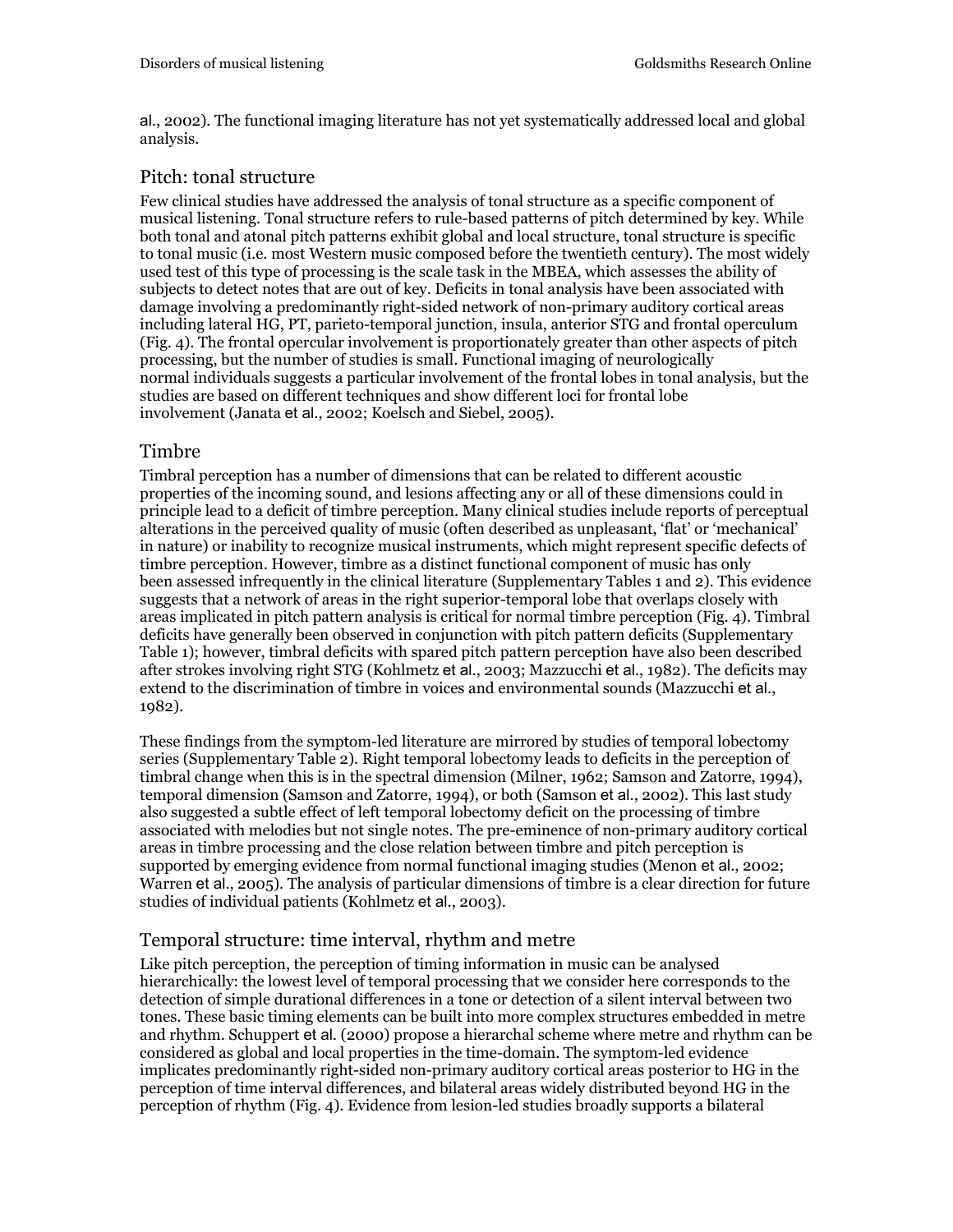al., 2002). The functional imaging literature has not yet systematically addressed local and global analysis.

## Pitch: tonal structure

Few clinical studies have addressed the analysis of tonal structure as a specific component of musical listening. Tonal structure refers to rule-based patterns of pitch determined by key. While both tonal and atonal pitch patterns exhibit global and local structure, tonal structure is specific to tonal music (i.e. most Western music composed before the twentieth century). The most widely used test of this type of processing is the scale task in the MBEA, which assesses the ability of subjects to detect notes that are out of key. Deficits in tonal analysis have been associated with damage involving a predominantly right-sided network of non-primary auditory cortical areas including lateral HG, PT, parieto-temporal junction, insula, anterior STG and frontal operculum (Fig. 4). The frontal opercular involvement is proportionately greater than other aspects of pitch processing, but the number of studies is small. Functional imaging of neurologically normal individuals suggests a particular involvement of the frontal lobes in tonal analysis, but the studies are based on different techniques and show different loci for frontal lobe involvement (Janata et al., 2002; Koelsch and Siebel, 2005).

## Timbre

Timbral perception has a number of dimensions that can be related to different acoustic properties of the incoming sound, and lesions affecting any or all of these dimensions could in principle lead to a deficit of timbre perception. Many clinical studies include reports of perceptual alterations in the perceived quality of music (often described as unpleasant, 'flat' or 'mechanical' in nature) or inability to recognize musical instruments, which might represent specific defects of timbre perception. However, timbre as a distinct functional component of music has only been assessed infrequently in the clinical literature (Supplementary Tables 1 and 2). This evidence suggests that a network of areas in the right superior-temporal lobe that overlaps closely with areas implicated in pitch pattern analysis is critical for normal timbre perception (Fig. 4). Timbral deficits have generally been observed in conjunction with pitch pattern deficits (Supplementary Table 1); however, timbral deficits with spared pitch pattern perception have also been described after strokes involving right STG (Kohlmetz et al., 2003; Mazzucchi et al., 1982). The deficits may extend to the discrimination of timbre in voices and environmental sounds (Mazzucchi et al., 1982).

These findings from the symptom-led literature are mirrored by studies of temporal lobectomy series (Supplementary Table 2). Right temporal lobectomy leads to deficits in the perception of timbral change when this is in the spectral dimension (Milner, 1962; Samson and Zatorre, 1994), temporal dimension (Samson and Zatorre, 1994), or both (Samson et al., 2002). This last study also suggested a subtle effect of left temporal lobectomy deficit on the processing of timbre associated with melodies but not single notes. The pre-eminence of non-primary auditory cortical areas in timbre processing and the close relation between timbre and pitch perception is supported by emerging evidence from normal functional imaging studies (Menon et al., 2002; Warren et al., 2005). The analysis of particular dimensions of timbre is a clear direction for future studies of individual patients (Kohlmetz et al., 2003).

## Temporal structure: time interval, rhythm and metre

Like pitch perception, the perception of timing information in music can be analysed hierarchically: the lowest level of temporal processing that we consider here corresponds to the detection of simple durational differences in a tone or detection of a silent interval between two tones. These basic timing elements can be built into more complex structures embedded in metre and rhythm. Schuppert et al. (2000) propose a hierarchal scheme where metre and rhythm can be considered as global and local properties in the time-domain. The symptom-led evidence implicates predominantly right-sided non-primary auditory cortical areas posterior to HG in the perception of time interval differences, and bilateral areas widely distributed beyond HG in the perception of rhythm (Fig. 4). Evidence from lesion-led studies broadly supports a bilateral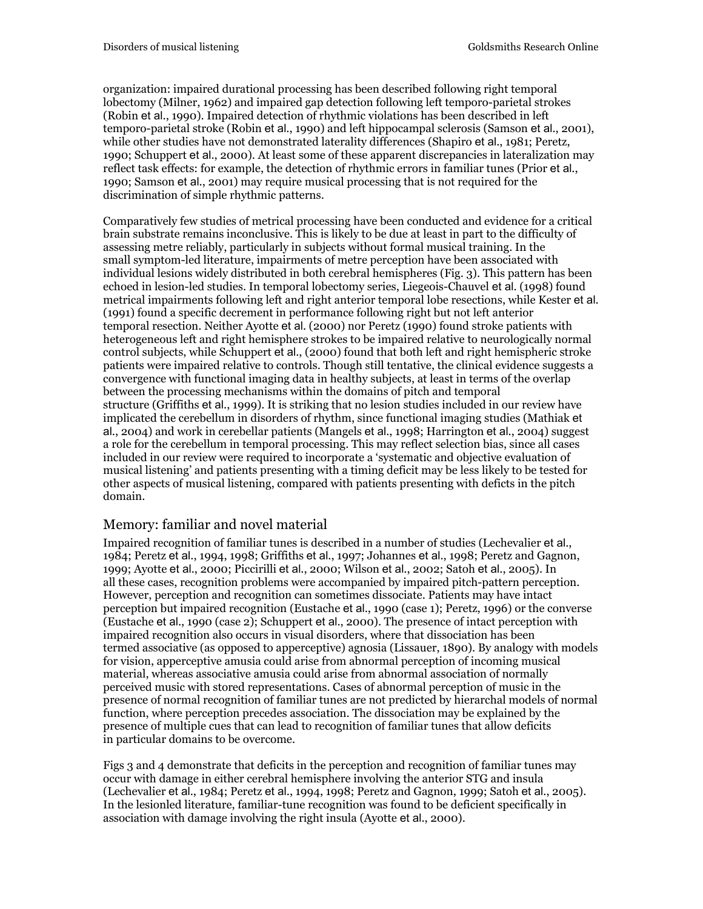organization: impaired durational processing has been described following right temporal lobectomy (Milner, 1962) and impaired gap detection following left temporo-parietal strokes (Robin et al., 1990). Impaired detection of rhythmic violations has been described in left temporo-parietal stroke (Robin et al., 1990) and left hippocampal sclerosis (Samson et al., 2001), while other studies have not demonstrated laterality differences (Shapiro et al., 1981; Peretz, 1990; Schuppert et al., 2000). At least some of these apparent discrepancies in lateralization may reflect task effects: for example, the detection of rhythmic errors in familiar tunes (Prior et al., 1990; Samson et al., 2001) may require musical processing that is not required for the discrimination of simple rhythmic patterns.

Comparatively few studies of metrical processing have been conducted and evidence for a critical brain substrate remains inconclusive. This is likely to be due at least in part to the difficulty of assessing metre reliably, particularly in subjects without formal musical training. In the small symptom-led literature, impairments of metre perception have been associated with individual lesions widely distributed in both cerebral hemispheres (Fig. 3). This pattern has been echoed in lesion-led studies. In temporal lobectomy series, Liegeois-Chauvel et al. (1998) found metrical impairments following left and right anterior temporal lobe resections, while Kester et al. (1991) found a specific decrement in performance following right but not left anterior temporal resection. Neither Ayotte et al. (2000) nor Peretz (1990) found stroke patients with heterogeneous left and right hemisphere strokes to be impaired relative to neurologically normal control subjects, while Schuppert et al., (2000) found that both left and right hemispheric stroke patients were impaired relative to controls. Though still tentative, the clinical evidence suggests a convergence with functional imaging data in healthy subjects, at least in terms of the overlap between the processing mechanisms within the domains of pitch and temporal structure (Griffiths et al., 1999). It is striking that no lesion studies included in our review have implicated the cerebellum in disorders of rhythm, since functional imaging studies (Mathiak et al., 2004) and work in cerebellar patients (Mangels et al., 1998; Harrington et al., 2004) suggest a role for the cerebellum in temporal processing. This may reflect selection bias, since all cases included in our review were required to incorporate a 'systematic and objective evaluation of musical listening' and patients presenting with a timing deficit may be less likely to be tested for other aspects of musical listening, compared with patients presenting with defcits in the pitch domain.

## Memory: familiar and novel material

Impaired recognition of familiar tunes is described in a number of studies (Lechevalier et al., 1984; Peretz et al., 1994, 1998; Griffiths et al., 1997; Johannes et al., 1998; Peretz and Gagnon, 1999; Ayotte et al., 2000; Piccirilli et al., 2000; Wilson et al., 2002; Satoh et al., 2005). In all these cases, recognition problems were accompanied by impaired pitch-pattern perception. However, perception and recognition can sometimes dissociate. Patients may have intact perception but impaired recognition (Eustache et al., 1990 (case 1); Peretz, 1996) or the converse (Eustache et al., 1990 (case 2); Schuppert et al., 2000). The presence of intact perception with impaired recognition also occurs in visual disorders, where that dissociation has been termed associative (as opposed to apperceptive) agnosia (Lissauer, 1890). By analogy with models for vision, apperceptive amusia could arise from abnormal perception of incoming musical material, whereas associative amusia could arise from abnormal association of normally perceived music with stored representations. Cases of abnormal perception of music in the presence of normal recognition of familiar tunes are not predicted by hierarchal models of normal function, where perception precedes association. The dissociation may be explained by the presence of multiple cues that can lead to recognition of familiar tunes that allow deficits in particular domains to be overcome.

Figs 3 and 4 demonstrate that deficits in the perception and recognition of familiar tunes may occur with damage in either cerebral hemisphere involving the anterior STG and insula (Lechevalier et al., 1984; Peretz et al., 1994, 1998; Peretz and Gagnon, 1999; Satoh et al., 2005). In the lesionled literature, familiar-tune recognition was found to be deficient specifically in association with damage involving the right insula (Ayotte et al., 2000).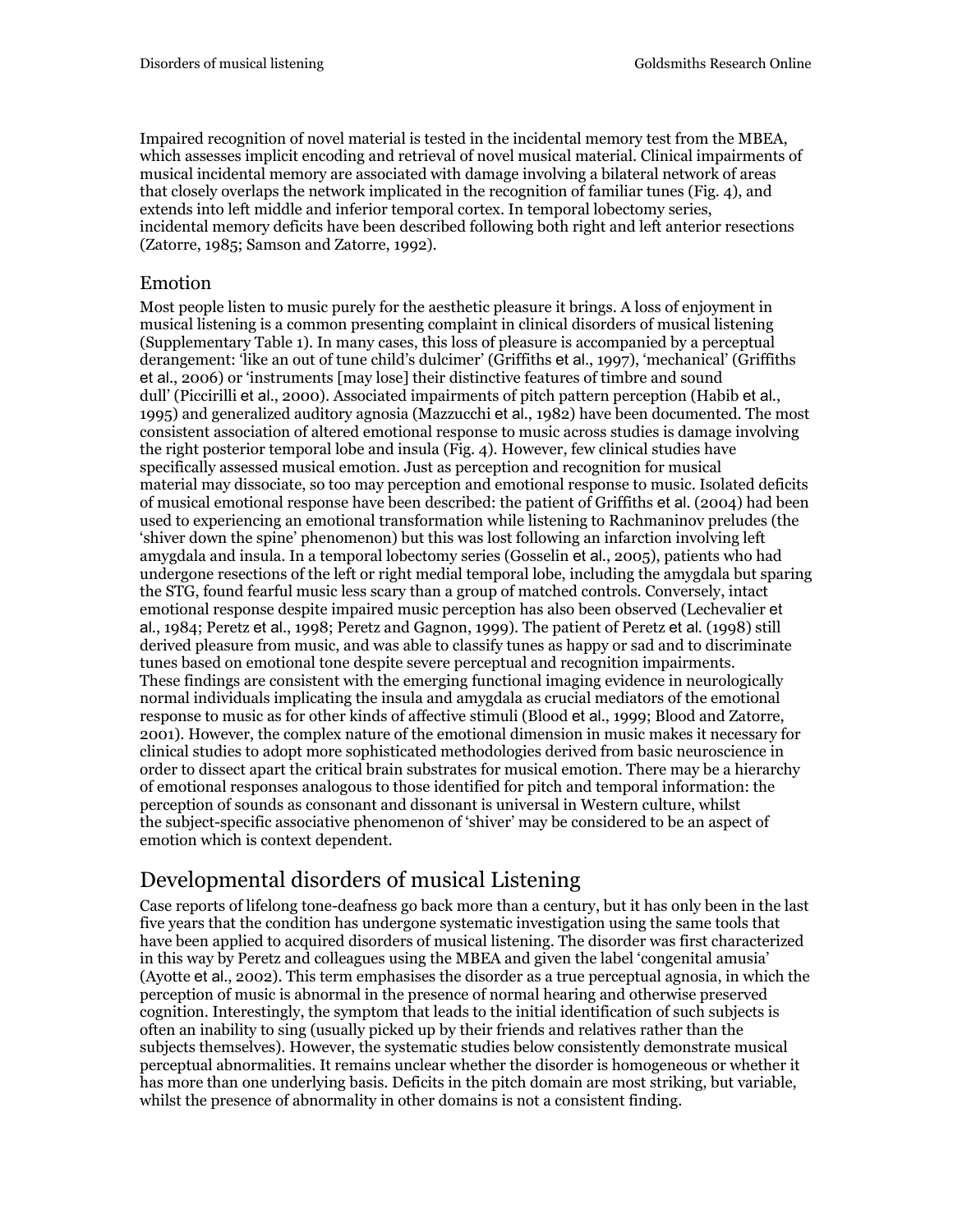Impaired recognition of novel material is tested in the incidental memory test from the MBEA, which assesses implicit encoding and retrieval of novel musical material. Clinical impairments of musical incidental memory are associated with damage involving a bilateral network of areas that closely overlaps the network implicated in the recognition of familiar tunes (Fig. 4), and extends into left middle and inferior temporal cortex. In temporal lobectomy series, incidental memory deficits have been described following both right and left anterior resections (Zatorre, 1985; Samson and Zatorre, 1992).

### Emotion

Most people listen to music purely for the aesthetic pleasure it brings. A loss of enjoyment in musical listening is a common presenting complaint in clinical disorders of musical listening (Supplementary Table 1). In many cases, this loss of pleasure is accompanied by a perceptual derangement: 'like an out of tune child's dulcimer' (Griffiths et al., 1997), 'mechanical' (Griffiths et al., 2006) or 'instruments [may lose] their distinctive features of timbre and sound dull' (Piccirilli et al., 2000). Associated impairments of pitch pattern perception (Habib et al., 1995) and generalized auditory agnosia (Mazzucchi et al., 1982) have been documented. The most consistent association of altered emotional response to music across studies is damage involving the right posterior temporal lobe and insula (Fig. 4). However, few clinical studies have specifically assessed musical emotion. Just as perception and recognition for musical material may dissociate, so too may perception and emotional response to music. Isolated deficits of musical emotional response have been described: the patient of Griffiths et al. (2004) had been used to experiencing an emotional transformation while listening to Rachmaninov preludes (the 'shiver down the spine' phenomenon) but this was lost following an infarction involving left amygdala and insula. In a temporal lobectomy series (Gosselin et al., 2005), patients who had undergone resections of the left or right medial temporal lobe, including the amygdala but sparing the STG, found fearful music less scary than a group of matched controls. Conversely, intact emotional response despite impaired music perception has also been observed (Lechevalier et al., 1984; Peretz et al., 1998; Peretz and Gagnon, 1999). The patient of Peretz et al. (1998) still derived pleasure from music, and was able to classify tunes as happy or sad and to discriminate tunes based on emotional tone despite severe perceptual and recognition impairments. These findings are consistent with the emerging functional imaging evidence in neurologically normal individuals implicating the insula and amygdala as crucial mediators of the emotional response to music as for other kinds of affective stimuli (Blood et al., 1999; Blood and Zatorre, 2001). However, the complex nature of the emotional dimension in music makes it necessary for clinical studies to adopt more sophisticated methodologies derived from basic neuroscience in order to dissect apart the critical brain substrates for musical emotion. There may be a hierarchy of emotional responses analogous to those identified for pitch and temporal information: the perception of sounds as consonant and dissonant is universal in Western culture, whilst the subject-specific associative phenomenon of 'shiver' may be considered to be an aspect of emotion which is context dependent.

## Developmental disorders of musical Listening

Case reports of lifelong tone-deafness go back more than a century, but it has only been in the last five years that the condition has undergone systematic investigation using the same tools that have been applied to acquired disorders of musical listening. The disorder was first characterized in this way by Peretz and colleagues using the MBEA and given the label 'congenital amusia' (Ayotte et al., 2002). This term emphasises the disorder as a true perceptual agnosia, in which the perception of music is abnormal in the presence of normal hearing and otherwise preserved cognition. Interestingly, the symptom that leads to the initial identification of such subjects is often an inability to sing (usually picked up by their friends and relatives rather than the subjects themselves). However, the systematic studies below consistently demonstrate musical perceptual abnormalities. It remains unclear whether the disorder is homogeneous or whether it has more than one underlying basis. Deficits in the pitch domain are most striking, but variable, whilst the presence of abnormality in other domains is not a consistent finding.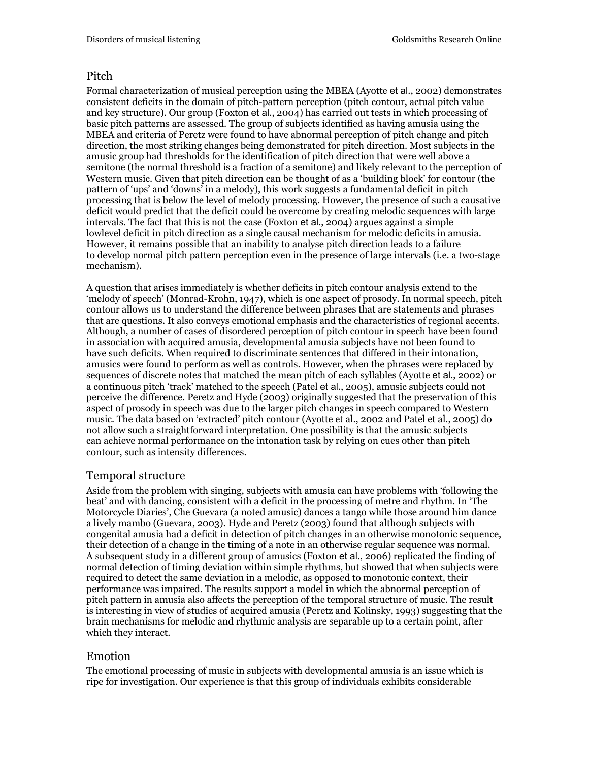## Pitch

Formal characterization of musical perception using the MBEA (Ayotte et al., 2002) demonstrates consistent deficits in the domain of pitch-pattern perception (pitch contour, actual pitch value and key structure). Our group (Foxton et al., 2004) has carried out tests in which processing of basic pitch patterns are assessed. The group of subjects identified as having amusia using the MBEA and criteria of Peretz were found to have abnormal perception of pitch change and pitch direction, the most striking changes being demonstrated for pitch direction. Most subjects in the amusic group had thresholds for the identification of pitch direction that were well above a semitone (the normal threshold is a fraction of a semitone) and likely relevant to the perception of Western music. Given that pitch direction can be thought of as a 'building block' for contour (the pattern of 'ups' and 'downs' in a melody), this work suggests a fundamental deficit in pitch processing that is below the level of melody processing. However, the presence of such a causative deficit would predict that the deficit could be overcome by creating melodic sequences with large intervals. The fact that this is not the case (Foxton et al., 2004) argues against a simple lowlevel deficit in pitch direction as a single causal mechanism for melodic deficits in amusia. However, it remains possible that an inability to analyse pitch direction leads to a failure to develop normal pitch pattern perception even in the presence of large intervals (i.e. a two-stage mechanism).

A question that arises immediately is whether deficits in pitch contour analysis extend to the 'melody of speech' (Monrad-Krohn, 1947), which is one aspect of prosody. In normal speech, pitch contour allows us to understand the difference between phrases that are statements and phrases that are questions. It also conveys emotional emphasis and the characteristics of regional accents. Although, a number of cases of disordered perception of pitch contour in speech have been found in association with acquired amusia, developmental amusia subjects have not been found to have such deficits. When required to discriminate sentences that differed in their intonation, amusics were found to perform as well as controls. However, when the phrases were replaced by sequences of discrete notes that matched the mean pitch of each syllables (Ayotte et al., 2002) or a continuous pitch 'track' matched to the speech (Patel et al., 2005), amusic subjects could not perceive the difference. Peretz and Hyde (2003) originally suggested that the preservation of this aspect of prosody in speech was due to the larger pitch changes in speech compared to Western music. The data based on 'extracted' pitch contour (Ayotte et al., 2002 and Patel et al., 2005) do not allow such a straightforward interpretation. One possibility is that the amusic subjects can achieve normal performance on the intonation task by relying on cues other than pitch contour, such as intensity differences.

## Temporal structure

Aside from the problem with singing, subjects with amusia can have problems with 'following the beat' and with dancing, consistent with a deficit in the processing of metre and rhythm. In 'The Motorcycle Diaries', Che Guevara (a noted amusic) dances a tango while those around him dance a lively mambo (Guevara, 2003). Hyde and Peretz (2003) found that although subjects with congenital amusia had a deficit in detection of pitch changes in an otherwise monotonic sequence, their detection of a change in the timing of a note in an otherwise regular sequence was normal. A subsequent study in a different group of amusics (Foxton et al., 2006) replicated the finding of normal detection of timing deviation within simple rhythms, but showed that when subjects were required to detect the same deviation in a melodic, as opposed to monotonic context, their performance was impaired. The results support a model in which the abnormal perception of pitch pattern in amusia also affects the perception of the temporal structure of music. The result is interesting in view of studies of acquired amusia (Peretz and Kolinsky, 1993) suggesting that the brain mechanisms for melodic and rhythmic analysis are separable up to a certain point, after which they interact.

## Emotion

The emotional processing of music in subjects with developmental amusia is an issue which is ripe for investigation. Our experience is that this group of individuals exhibits considerable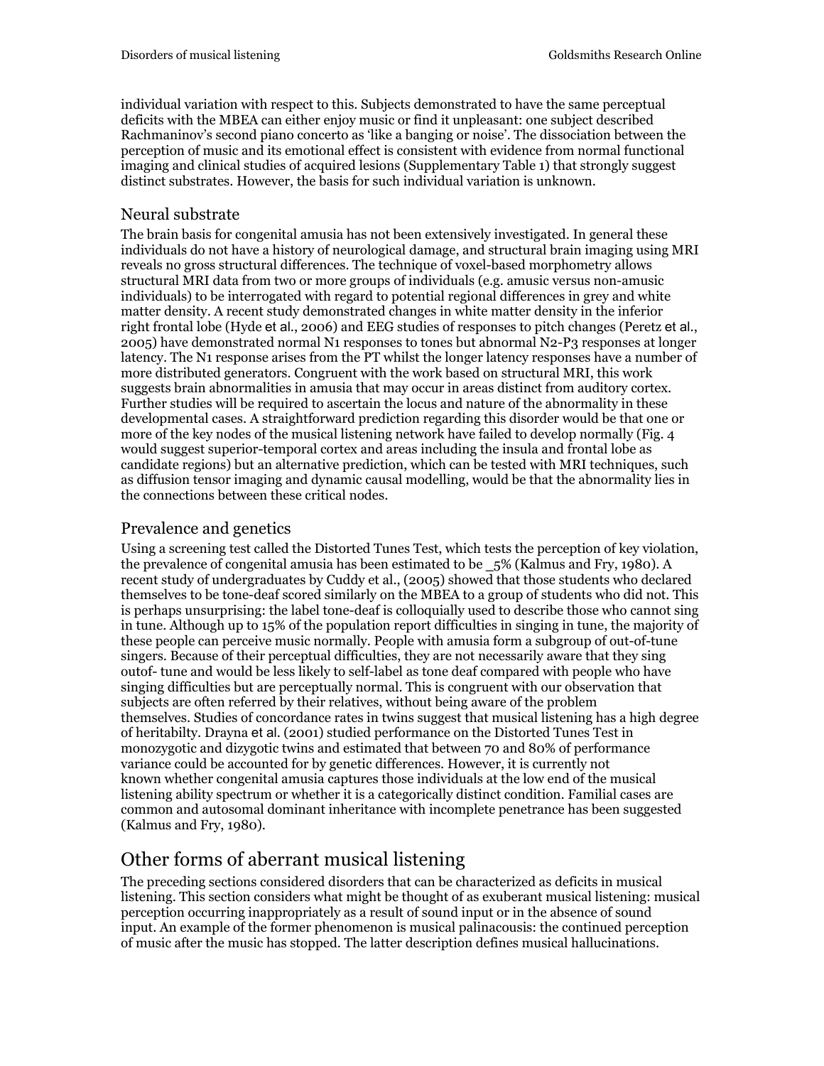individual variation with respect to this. Subjects demonstrated to have the same perceptual deficits with the MBEA can either enjoy music or find it unpleasant: one subject described Rachmaninov's second piano concerto as 'like a banging or noise'. The dissociation between the perception of music and its emotional effect is consistent with evidence from normal functional imaging and clinical studies of acquired lesions (Supplementary Table 1) that strongly suggest distinct substrates. However, the basis for such individual variation is unknown.

### Neural substrate

The brain basis for congenital amusia has not been extensively investigated. In general these individuals do not have a history of neurological damage, and structural brain imaging using MRI reveals no gross structural differences. The technique of voxel-based morphometry allows structural MRI data from two or more groups of individuals (e.g. amusic versus non-amusic individuals) to be interrogated with regard to potential regional differences in grey and white matter density. A recent study demonstrated changes in white matter density in the inferior right frontal lobe (Hyde et al., 2006) and EEG studies of responses to pitch changes (Peretz et al., 2005) have demonstrated normal N1 responses to tones but abnormal N2-P3 responses at longer latency. The N1 response arises from the PT whilst the longer latency responses have a number of more distributed generators. Congruent with the work based on structural MRI, this work suggests brain abnormalities in amusia that may occur in areas distinct from auditory cortex. Further studies will be required to ascertain the locus and nature of the abnormality in these developmental cases. A straightforward prediction regarding this disorder would be that one or more of the key nodes of the musical listening network have failed to develop normally (Fig. 4 would suggest superior-temporal cortex and areas including the insula and frontal lobe as candidate regions) but an alternative prediction, which can be tested with MRI techniques, such as diffusion tensor imaging and dynamic causal modelling, would be that the abnormality lies in the connections between these critical nodes.

### Prevalence and genetics

Using a screening test called the Distorted Tunes Test, which tests the perception of key violation, the prevalence of congenital amusia has been estimated to be _5% (Kalmus and Fry, 1980). A recent study of undergraduates by Cuddy et al., (2005) showed that those students who declared themselves to be tone-deaf scored similarly on the MBEA to a group of students who did not. This is perhaps unsurprising: the label tone-deaf is colloquially used to describe those who cannot sing in tune. Although up to 15% of the population report difficulties in singing in tune, the majority of these people can perceive music normally. People with amusia form a subgroup of out-of-tune singers. Because of their perceptual difficulties, they are not necessarily aware that they sing outof- tune and would be less likely to self-label as tone deaf compared with people who have singing difficulties but are perceptually normal. This is congruent with our observation that subjects are often referred by their relatives, without being aware of the problem themselves. Studies of concordance rates in twins suggest that musical listening has a high degree of heritabilty. Drayna et al. (2001) studied performance on the Distorted Tunes Test in monozygotic and dizygotic twins and estimated that between 70 and 80% of performance variance could be accounted for by genetic differences. However, it is currently not known whether congenital amusia captures those individuals at the low end of the musical listening ability spectrum or whether it is a categorically distinct condition. Familial cases are common and autosomal dominant inheritance with incomplete penetrance has been suggested (Kalmus and Fry, 1980).

## Other forms of aberrant musical listening

The preceding sections considered disorders that can be characterized as deficits in musical listening. This section considers what might be thought of as exuberant musical listening: musical perception occurring inappropriately as a result of sound input or in the absence of sound input. An example of the former phenomenon is musical palinacousis: the continued perception of music after the music has stopped. The latter description defines musical hallucinations.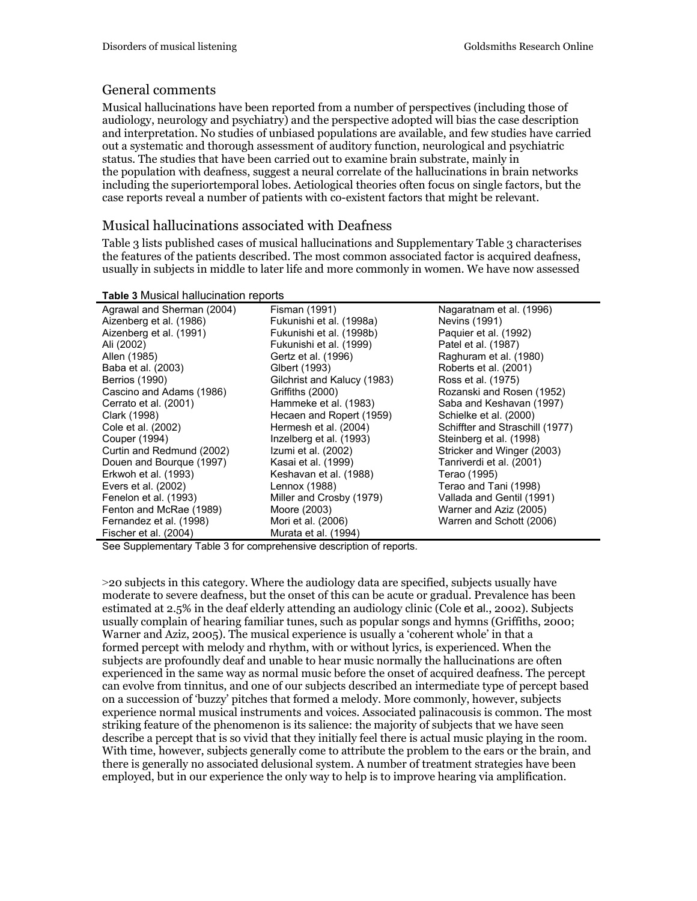## General comments

Musical hallucinations have been reported from a number of perspectives (including those of audiology, neurology and psychiatry) and the perspective adopted will bias the case description and interpretation. No studies of unbiased populations are available, and few studies have carried out a systematic and thorough assessment of auditory function, neurological and psychiatric status. The studies that have been carried out to examine brain substrate, mainly in the population with deafness, suggest a neural correlate of the hallucinations in brain networks including the superiortemporal lobes. Aetiological theories often focus on single factors, but the case reports reveal a number of patients with co-existent factors that might be relevant.

## Musical hallucinations associated with Deafness

Table 3 lists published cases of musical hallucinations and Supplementary Table 3 characterises the features of the patients described. The most common associated factor is acquired deafness, usually in subjects in middle to later life and more commonly in women. We have now assessed >20 subjects in this category. Where the audiology data are specified, subjects usually have moderate to severe deafness, but the onset of this can be acute or gradual. Prevalence has been estimated at 2.5% in the deaf elderly attending an audiology clinic (Cole et al., 2002). Subjects usually complain of hearing familiar tunes, such as popular songs and hymns (Griffiths, 2000; Warner and Aziz, 2005). The musical experience is usually a 'coherent whole' in that a formed percept with melody and rhythm, with or without lyrics, is experienced. When the subjects are profoundly deaf and unable to hear music normally the hallucinations are often experienced in the same way as normal music before the onset of acquired deafness. The percept can evolve from tinnitus, and one of our subjects described an intermediate type of percept based on a succession of 'buzzy' pitches that formed a melody. More commonly, however, subjects experience normal musical instruments and voices. Associated palinacousis is common. The most striking feature of the phenomenon is its salience: the majority of subjects that we have seen describe a percept that is so vivid that they initially feel there is actual music playing in the room. With time, however, subjects generally come to attribute the problem to the ears or the brain, and there is generally no associated delusional system. A number of treatment strategies have been employed, but in our experience the only way to help is to improve hearing via amplification.

**Table 3** Musical hallucination reports

| | | |
|---|---|---|
| Agrawal and Sherman (2004) | Fisman (1991) | Nagaratnam et al. (1996) |
| Aizenberg et al. (1986) | Fukunishi et al. (1998a) | Nevins (1991) |
| Aizenberg et al. (1991) | Fukunishi et al. (1998b) | Paquier et al. (1992) |
| Ali (2002) | Fukunishi et al. (1999) | Patel et al. (1987) |
| Allen (1985) | Gertz et al. (1996) | Raghuram et al. (1980) |
| Baba et al. (2003) | Glbert (1993) | Roberts et al. (2001) |
| Berrios (1990) | Gilchrist and Kalucy (1983) | Ross et al. (1975) |
| Cascino and Adams (1986) | Griffiths (2000) | Rozanski and Rosen (1952) |
| Cerrato et al. (2001) | Hammeke et al. (1983) | Saba and Keshavan (1997) |
| Clark (1998) | Hecaen and Ropert (1959) | Schielke et al. (2000) |
| Cole et al. (2002) | Hermesh et al. (2004) | Schiffter and Straschill (1977) |
| Couper (1994) | Inzelberg et al. (1993) | Steinberg et al. (1998) |
| Curtin and Redmund (2002) | Izumi et al. (2002) | Stricker and Winger (2003) |
| Douen and Bourque (1997) | Kasai et al. (1999) | Tanriverdi et al. (2001) |
| Erkwoh et al. (1993) | Keshavan et al. (1988) | Terao (1995) |
| Evers et al. (2002) | Lennox (1988) | Terao and Tani (1998) |
| Fenelon et al. (1993) | Miller and Crosby (1979) | Vallada and Gentil (1991) |
| Fenton and McRae (1989) | Moore (2003) | Warner and Aziz (2005) |
| Fernandez et al. (1998) | Mori et al. (2006) | Warren and Schott (2006) |
| Fischer et al. (2004) | Murata et al. (1994) | |

See Supplementary Table 3 for comprehensive description of reports.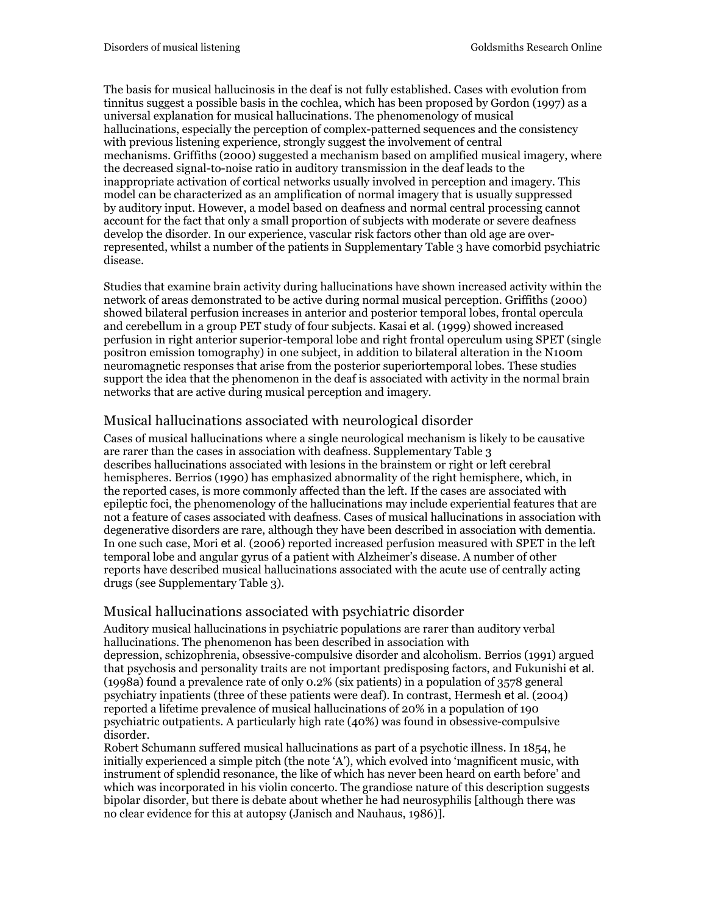The basis for musical hallucinosis in the deaf is not fully established. Cases with evolution from tinnitus suggest a possible basis in the cochlea, which has been proposed by Gordon (1997) as a universal explanation for musical hallucinations. The phenomenology of musical hallucinations, especially the perception of complex-patterned sequences and the consistency with previous listening experience, strongly suggest the involvement of central mechanisms. Griffiths (2000) suggested a mechanism based on amplified musical imagery, where the decreased signal-to-noise ratio in auditory transmission in the deaf leads to the inappropriate activation of cortical networks usually involved in perception and imagery. This model can be characterized as an amplification of normal imagery that is usually suppressed by auditory input. However, a model based on deafness and normal central processing cannot account for the fact that only a small proportion of subjects with moderate or severe deafness develop the disorder. In our experience, vascular risk factors other than old age are over-represented, whilst a number of the patients in Supplementary Table 3 have comorbid psychiatric disease.

Studies that examine brain activity during hallucinations have shown increased activity within the network of areas demonstrated to be active during normal musical perception. Griffiths (2000) showed bilateral perfusion increases in anterior and posterior temporal lobes, frontal opercula and cerebellum in a group PET study of four subjects. Kasai et al. (1999) showed increased perfusion in right anterior superior-temporal lobe and right frontal operculum using SPET (single positron emission tomography) in one subject, in addition to bilateral alteration in the N100m neuromagnetic responses that arise from the posterior superiortemporal lobes. These studies support the idea that the phenomenon in the deaf is associated with activity in the normal brain networks that are active during musical perception and imagery.

## Musical hallucinations associated with neurological disorder

Cases of musical hallucinations where a single neurological mechanism is likely to be causative are rarer than the cases in association with deafness. Supplementary Table 3 describes hallucinations associated with lesions in the brainstem or right or left cerebral hemispheres. Berrios (1990) has emphasized abnormality of the right hemisphere, which, in the reported cases, is more commonly affected than the left. If the cases are associated with epileptic foci, the phenomenology of the hallucinations may include experiential features that are not a feature of cases associated with deafness. Cases of musical hallucinations in association with degenerative disorders are rare, although they have been described in association with dementia. In one such case, Mori et al. (2006) reported increased perfusion measured with SPET in the left temporal lobe and angular gyrus of a patient with Alzheimer's disease. A number of other reports have described musical hallucinations associated with the acute use of centrally acting drugs (see Supplementary Table 3).

## Musical hallucinations associated with psychiatric disorder

Auditory musical hallucinations in psychiatric populations are rarer than auditory verbal hallucinations. The phenomenon has been described in association with depression, schizophrenia, obsessive-compulsive disorder and alcoholism. Berrios (1991) argued that psychosis and personality traits are not important predisposing factors, and Fukunishi et al. (1998a) found a prevalence rate of only 0.2% (six patients) in a population of 3578 general psychiatry inpatients (three of these patients were deaf). In contrast, Hermesh et al. (2004) reported a lifetime prevalence of musical hallucinations of 20% in a population of 190 psychiatric outpatients. A particularly high rate (40%) was found in obsessive-compulsive disorder.

Robert Schumann suffered musical hallucinations as part of a psychotic illness. In 1854, he initially experienced a simple pitch (the note 'A'), which evolved into 'magnificent music, with instrument of splendid resonance, the like of which has never been heard on earth before' and which was incorporated in his violin concerto. The grandiose nature of this description suggests bipolar disorder, but there is debate about whether he had neurosyphilis [although there was no clear evidence for this at autopsy (Janisch and Nauhaus, 1986)].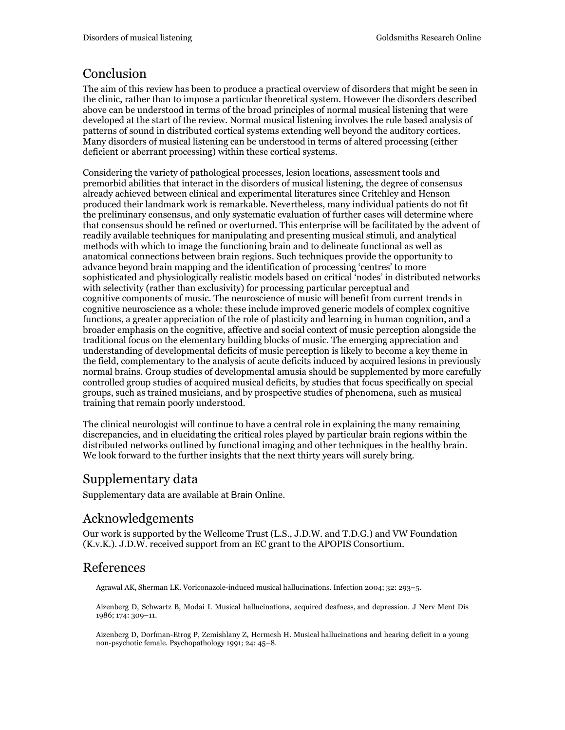## Conclusion

The aim of this review has been to produce a practical overview of disorders that might be seen in the clinic, rather than to impose a particular theoretical system. However the disorders described above can be understood in terms of the broad principles of normal musical listening that were developed at the start of the review. Normal musical listening involves the rule based analysis of patterns of sound in distributed cortical systems extending well beyond the auditory cortices. Many disorders of musical listening can be understood in terms of altered processing (either deficient or aberrant processing) within these cortical systems.

Considering the variety of pathological processes, lesion locations, assessment tools and premorbid abilities that interact in the disorders of musical listening, the degree of consensus already achieved between clinical and experimental literatures since Critchley and Henson produced their landmark work is remarkable. Nevertheless, many individual patients do not fit the preliminary consensus, and only systematic evaluation of further cases will determine where that consensus should be refined or overturned. This enterprise will be facilitated by the advent of readily available techniques for manipulating and presenting musical stimuli, and analytical methods with which to image the functioning brain and to delineate functional as well as anatomical connections between brain regions. Such techniques provide the opportunity to advance beyond brain mapping and the identification of processing 'centres' to more sophisticated and physiologically realistic models based on critical 'nodes' in distributed networks with selectivity (rather than exclusivity) for processing particular perceptual and cognitive components of music. The neuroscience of music will benefit from current trends in cognitive neuroscience as a whole: these include improved generic models of complex cognitive functions, a greater appreciation of the role of plasticity and learning in human cognition, and a broader emphasis on the cognitive, affective and social context of music perception alongside the traditional focus on the elementary building blocks of music. The emerging appreciation and understanding of developmental deficits of music perception is likely to become a key theme in the field, complementary to the analysis of acute deficits induced by acquired lesions in previously normal brains. Group studies of developmental amusia should be supplemented by more carefully controlled group studies of acquired musical deficits, by studies that focus specifically on special groups, such as trained musicians, and by prospective studies of phenomena, such as musical training that remain poorly understood.

The clinical neurologist will continue to have a central role in explaining the many remaining discrepancies, and in elucidating the critical roles played by particular brain regions within the distributed networks outlined by functional imaging and other techniques in the healthy brain. We look forward to the further insights that the next thirty years will surely bring.

## Supplementary data

Supplementary data are available at Brain Online.

## Acknowledgements

Our work is supported by the Wellcome Trust (L.S., J.D.W. and T.D.G.) and VW Foundation (K.v.K.). J.D.W. received support from an EC grant to the APOPIS Consortium.

## References

Agrawal AK, Sherman LK. Voriconazole-induced musical hallucinations. Infection 2004; 32: 293–5.

Aizenberg D, Schwartz B, Modai I. Musical hallucinations, acquired deafness, and depression. J Nerv Ment Dis 1986; 174: 309–11.

Aizenberg D, Dorfman-Etrog P, Zemishlany Z, Hermesh H. Musical hallucinations and hearing deficit in a young non-psychotic female. Psychopathology 1991; 24: 45–8.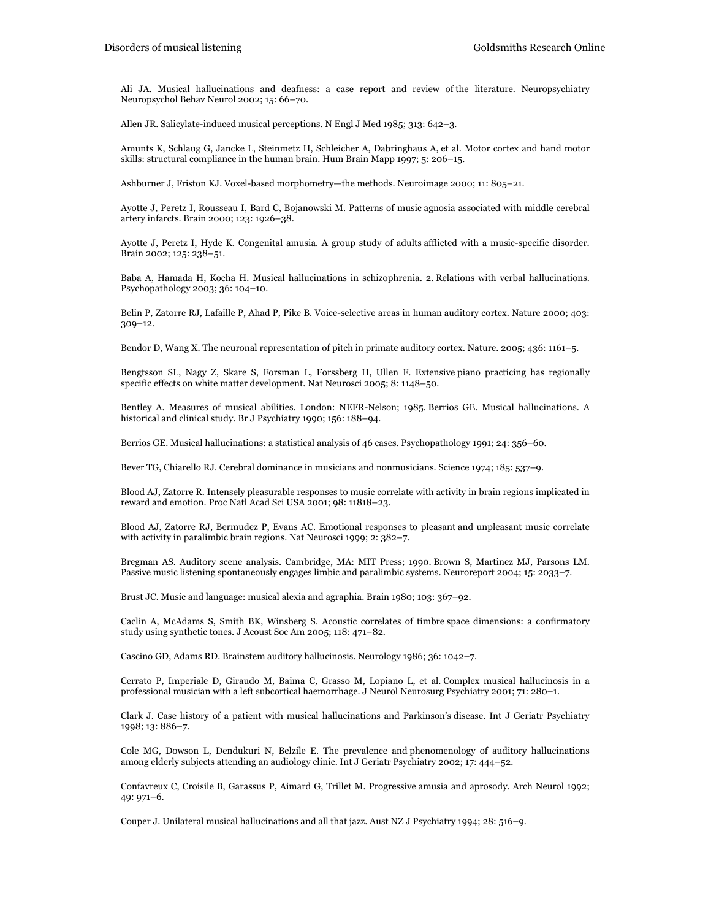Ali JA. Musical hallucinations and deafness: a case report and review of the literature. Neuropsychiatry Neuropsychol Behav Neurol 2002; 15: 66–70.

Allen JR. Salicylate-induced musical perceptions. N Engl J Med 1985; 313: 642–3.

Amunts K, Schlaug G, Jancke L, Steinmetz H, Schleicher A, Dabringhaus A, et al. Motor cortex and hand motor skills: structural compliance in the human brain. Hum Brain Mapp 1997; 5: 206–15.

Ashburner J, Friston KJ. Voxel-based morphometry—the methods. Neuroimage 2000; 11: 805–21.

Ayotte J, Peretz I, Rousseau I, Bard C, Bojanowski M. Patterns of music agnosia associated with middle cerebral artery infarcts. Brain 2000; 123: 1926–38.

Ayotte J, Peretz I, Hyde K. Congenital amusia. A group study of adults afflicted with a music-specific disorder. Brain 2002; 125: 238–51.

Baba A, Hamada H, Kocha H. Musical hallucinations in schizophrenia. 2. Relations with verbal hallucinations. Psychopathology 2003; 36: 104–10.

Belin P, Zatorre RJ, Lafaille P, Ahad P, Pike B. Voice-selective areas in human auditory cortex. Nature 2000; 403: 309–12.

Bendor D, Wang X. The neuronal representation of pitch in primate auditory cortex. Nature. 2005; 436: 1161–5.

Bengtsson SL, Nagy Z, Skare S, Forsman L, Forssberg H, Ullen F. Extensive piano practicing has regionally specific effects on white matter development. Nat Neurosci 2005; 8: 1148–50.

Bentley A. Measures of musical abilities. London: NEFR-Nelson; 1985. Berrios GE. Musical hallucinations. A historical and clinical study. Br J Psychiatry 1990; 156: 188–94.

Berrios GE. Musical hallucinations: a statistical analysis of 46 cases. Psychopathology 1991; 24: 356–60.

Bever TG, Chiarello RJ. Cerebral dominance in musicians and nonmusicians. Science 1974; 185: 537–9.

Blood AJ, Zatorre R. Intensely pleasurable responses to music correlate with activity in brain regions implicated in reward and emotion. Proc Natl Acad Sci USA 2001; 98: 11818–23.

Blood AJ, Zatorre RJ, Bermudez P, Evans AC. Emotional responses to pleasant and unpleasant music correlate with activity in paralimbic brain regions. Nat Neurosci 1999; 2: 382–7.

Bregman AS. Auditory scene analysis. Cambridge, MA: MIT Press; 1990. Brown S, Martinez MJ, Parsons LM. Passive music listening spontaneously engages limbic and paralimbic systems. Neuroreport 2004; 15: 2033–7.

Brust JC. Music and language: musical alexia and agraphia. Brain 1980; 103: 367–92.

Caclin A, McAdams S, Smith BK, Winsberg S. Acoustic correlates of timbre space dimensions: a confirmatory study using synthetic tones. J Acoust Soc Am 2005; 118: 471–82.

Cascino GD, Adams RD. Brainstem auditory hallucinosis. Neurology 1986; 36: 1042–7.

Cerrato P, Imperiale D, Giraudo M, Baima C, Grasso M, Lopiano L, et al. Complex musical hallucinosis in a professional musician with a left subcortical haemorrhage. J Neurol Neurosurg Psychiatry 2001; 71: 280–1.

Clark J. Case history of a patient with musical hallucinations and Parkinson's disease. Int J Geriatr Psychiatry 1998; 13: 886–7.

Cole MG, Dowson L, Dendukuri N, Belzile E. The prevalence and phenomenology of auditory hallucinations among elderly subjects attending an audiology clinic. Int J Geriatr Psychiatry 2002; 17: 444–52.

Confavreux C, Croisile B, Garassus P, Aimard G, Trillet M. Progressive amusia and aprosody. Arch Neurol 1992; 49: 971–6.

Couper J. Unilateral musical hallucinations and all that jazz. Aust NZ J Psychiatry 1994; 28: 516–9.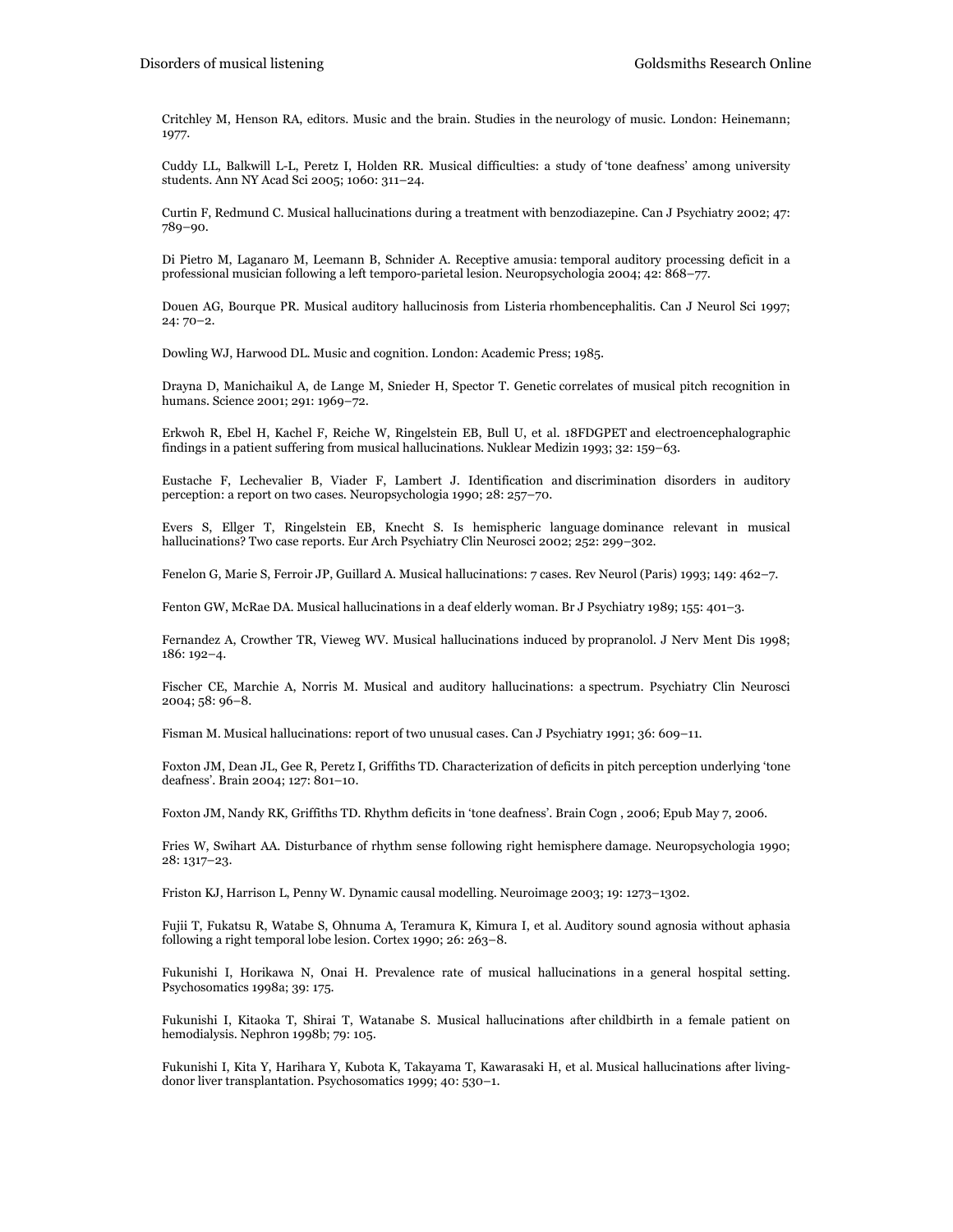Critchley M, Henson RA, editors. Music and the brain. Studies in the neurology of music. London: Heinemann; 1977.

Cuddy LL, Balkwill L-L, Peretz I, Holden RR. Musical difficulties: a study of 'tone deafness' among university students. Ann NY Acad Sci 2005; 1060: 311–24.

Curtin F, Redmund C. Musical hallucinations during a treatment with benzodiazepine. Can J Psychiatry 2002; 47: 789–90.

Di Pietro M, Laganaro M, Leemann B, Schnider A. Receptive amusia: temporal auditory processing deficit in a professional musician following a left temporo-parietal lesion. Neuropsychologia 2004; 42: 868–77.

Douen AG, Bourque PR. Musical auditory hallucinosis from Listeria rhombencephalitis. Can J Neurol Sci 1997; 24: 70–2.

Dowling WJ, Harwood DL. Music and cognition. London: Academic Press; 1985.

Drayna D, Manichaikul A, de Lange M, Snieder H, Spector T. Genetic correlates of musical pitch recognition in humans. Science 2001; 291: 1969–72.

Erkwoh R, Ebel H, Kachel F, Reiche W, Ringelstein EB, Bull U, et al. 18FDGPET and electroencephalographic findings in a patient suffering from musical hallucinations. Nuklear Medizin 1993; 32: 159–63.

Eustache F, Lechevalier B, Viader F, Lambert J. Identification and discrimination disorders in auditory perception: a report on two cases. Neuropsychologia 1990; 28: 257–70.

Evers S, Ellger T, Ringelstein EB, Knecht S. Is hemispheric language dominance relevant in musical hallucinations? Two case reports. Eur Arch Psychiatry Clin Neurosci 2002; 252: 299–302.

Fenelon G, Marie S, Ferroir JP, Guillard A. Musical hallucinations: 7 cases. Rev Neurol (Paris) 1993; 149: 462–7.

Fenton GW, McRae DA. Musical hallucinations in a deaf elderly woman. Br J Psychiatry 1989; 155: 401–3.

Fernandez A, Crowther TR, Vieweg WV. Musical hallucinations induced by propranolol. J Nerv Ment Dis 1998; 186: 192–4.

Fischer CE, Marchie A, Norris M. Musical and auditory hallucinations: a spectrum. Psychiatry Clin Neurosci 2004; 58: 96–8.

Fisman M. Musical hallucinations: report of two unusual cases. Can J Psychiatry 1991; 36: 609–11.

Foxton JM, Dean JL, Gee R, Peretz I, Griffiths TD. Characterization of deficits in pitch perception underlying 'tone deafness'. Brain 2004; 127: 801–10.

Foxton JM, Nandy RK, Griffiths TD. Rhythm deficits in 'tone deafness'. Brain Cogn , 2006; Epub May 7, 2006.

Fries W, Swihart AA. Disturbance of rhythm sense following right hemisphere damage. Neuropsychologia 1990; 28: 1317–23.

Friston KJ, Harrison L, Penny W. Dynamic causal modelling. Neuroimage 2003; 19: 1273–1302.

Fujii T, Fukatsu R, Watabe S, Ohnuma A, Teramura K, Kimura I, et al. Auditory sound agnosia without aphasia following a right temporal lobe lesion. Cortex 1990; 26: 263–8.

Fukunishi I, Horikawa N, Onai H. Prevalence rate of musical hallucinations in a general hospital setting. Psychosomatics 1998a; 39: 175.

Fukunishi I, Kitaoka T, Shirai T, Watanabe S. Musical hallucinations after childbirth in a female patient on hemodialysis. Nephron 1998b; 79: 105.

Fukunishi I, Kita Y, Harihara Y, Kubota K, Takayama T, Kawarasaki H, et al. Musical hallucinations after living-donor liver transplantation. Psychosomatics 1999; 40: 530–1.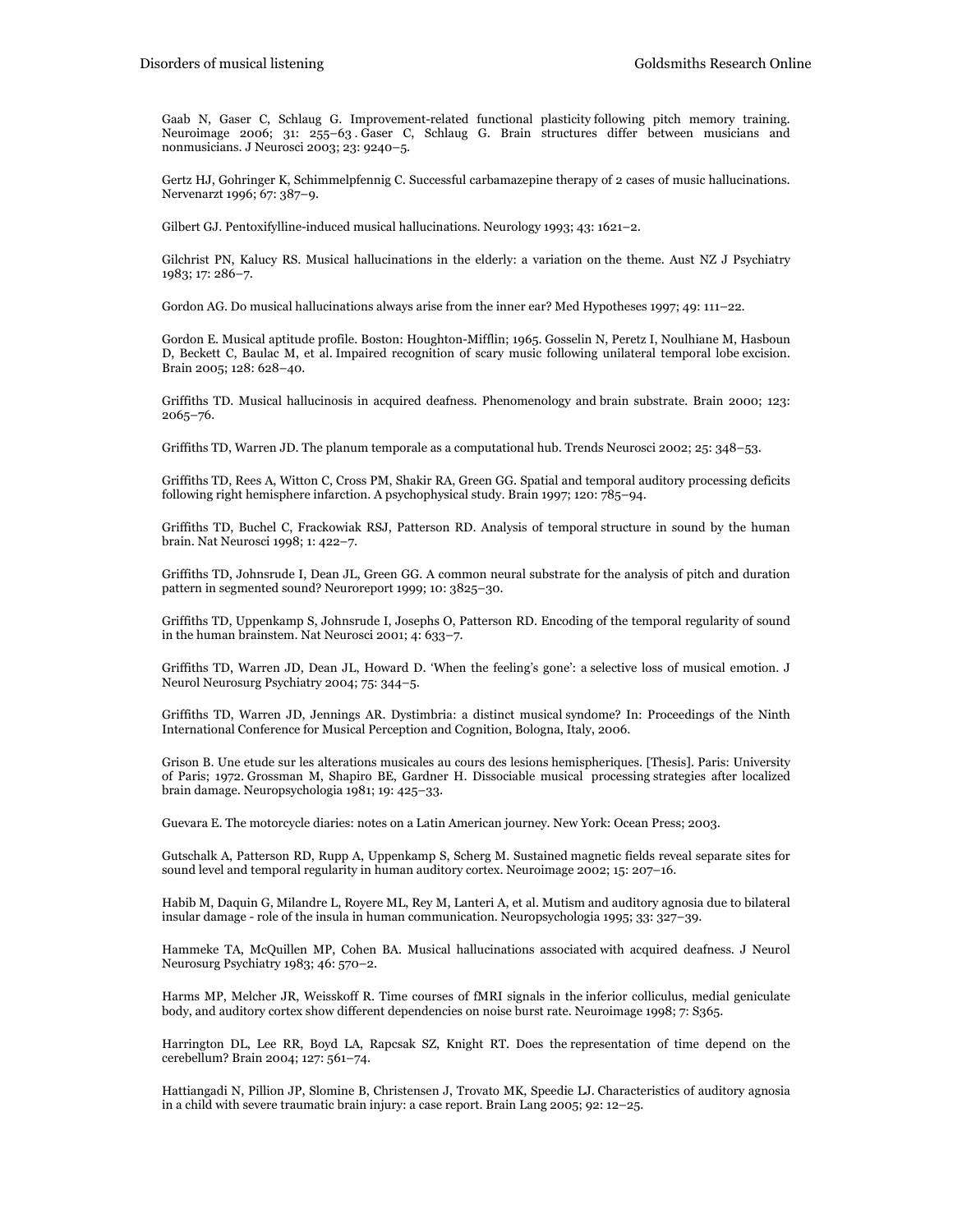Gaab N, Gaser C, Schlaug G. Improvement-related functional plasticity following pitch memory training. Neuroimage 2006; 31: 255–63 . Gaser C, Schlaug G. Brain structures differ between musicians and nonmusicians. J Neurosci 2003; 23: 9240–5.

Gertz HJ, Gohringer K, Schimmelpfennig C. Successful carbamazepine therapy of 2 cases of music hallucinations. Nervenarzt 1996; 67: 387–9.

Gilbert GJ. Pentoxifylline-induced musical hallucinations. Neurology 1993; 43: 1621–2.

Gilchrist PN, Kalucy RS. Musical hallucinations in the elderly: a variation on the theme. Aust NZ J Psychiatry 1983; 17: 286–7.

Gordon AG. Do musical hallucinations always arise from the inner ear? Med Hypotheses 1997; 49: 111–22.

Gordon E. Musical aptitude profile. Boston: Houghton-Mifflin; 1965. Gosselin N, Peretz I, Noulhiane M, Hasboun D, Beckett C, Baulac M, et al. Impaired recognition of scary music following unilateral temporal lobe excision. Brain 2005; 128: 628–40.

Griffiths TD. Musical hallucinosis in acquired deafness. Phenomenology and brain substrate. Brain 2000; 123: 2065–76.

Griffiths TD, Warren JD. The planum temporale as a computational hub. Trends Neurosci 2002; 25: 348–53.

Griffiths TD, Rees A, Witton C, Cross PM, Shakir RA, Green GG. Spatial and temporal auditory processing deficits following right hemisphere infarction. A psychophysical study. Brain 1997; 120: 785–94.

Griffiths TD, Buchel C, Frackowiak RSJ, Patterson RD. Analysis of temporal structure in sound by the human brain. Nat Neurosci 1998; 1: 422–7.

Griffiths TD, Johnsrude I, Dean JL, Green GG. A common neural substrate for the analysis of pitch and duration pattern in segmented sound? Neuroreport 1999; 10: 3825–30.

Griffiths TD, Uppenkamp S, Johnsrude I, Josephs O, Patterson RD. Encoding of the temporal regularity of sound in the human brainstem. Nat Neurosci 2001; 4: 633–7.

Griffiths TD, Warren JD, Dean JL, Howard D. 'When the feeling's gone': a selective loss of musical emotion. J Neurol Neurosurg Psychiatry 2004; 75: 344–5.

Griffiths TD, Warren JD, Jennings AR. Dystimbria: a distinct musical syndrome? In: Proceedings of the Ninth International Conference for Musical Perception and Cognition, Bologna, Italy, 2006.

Grison B. Une etude sur les alterations musicales au cours des lesions hemispheriques. [Thesis]. Paris: University of Paris; 1972. Grossman M, Shapiro BE, Gardner H. Dissociable musical processing strategies after localized brain damage. Neuropsychologia 1981; 19: 425–33.

Guevara E. The motorcycle diaries: notes on a Latin American journey. New York: Ocean Press; 2003.

Gutschalk A, Patterson RD, Rupp A, Uppenkamp S, Scherg M. Sustained magnetic fields reveal separate sites for sound level and temporal regularity in human auditory cortex. Neuroimage 2002; 15: 207–16.

Habib M, Daquin G, Milandre L, Royere ML, Rey M, Lanteri A, et al. Mutism and auditory agnosia due to bilateral insular damage - role of the insula in human communication. Neuropsychologia 1995; 33: 327–39.

Hammeke TA, McQuillen MP, Cohen BA. Musical hallucinations associated with acquired deafness. J Neurol Neurosurg Psychiatry 1983; 46: 570–2.

Harms MP, Melcher JR, Weisskoff R. Time courses of fMRI signals in the inferior colliculus, medial geniculate body, and auditory cortex show different dependencies on noise burst rate. Neuroimage 1998; 7: S365.

Harrington DL, Lee RR, Boyd LA, Rapcsak SZ, Knight RT. Does the representation of time depend on the cerebellum? Brain 2004; 127: 561–74.

Hattiangadi N, Pillion JP, Slomine B, Christensen J, Trovato MK, Speedie LJ. Characteristics of auditory agnosia in a child with severe traumatic brain injury: a case report. Brain Lang 2005; 92: 12–25.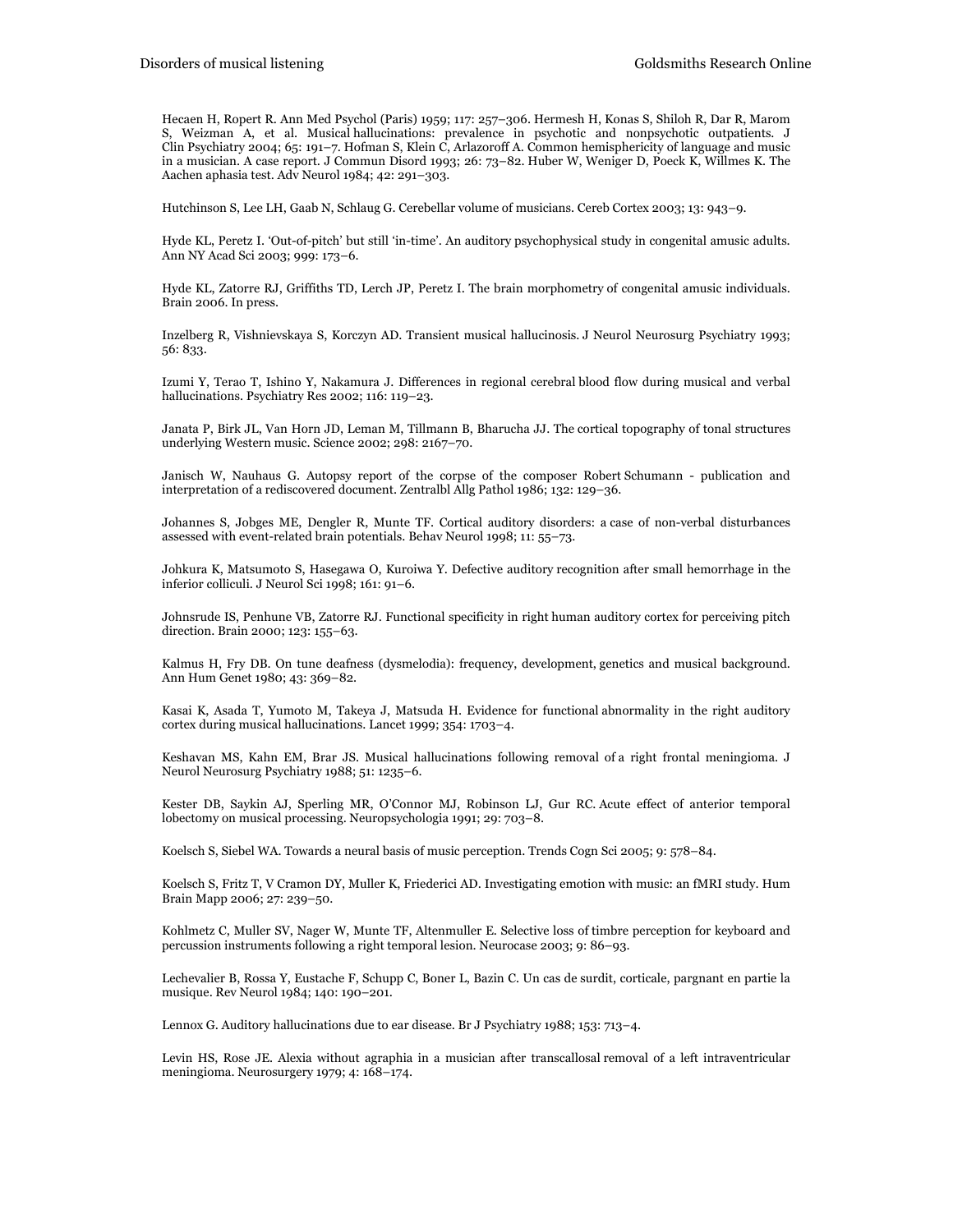Hecaen H, Ropert R. Ann Med Psychol (Paris) 1959; 117: 257–306. Hermesh H, Konas S, Shiloh R, Dar R, Marom S, Weizman A, et al. Musical hallucinations: prevalence in psychotic and nonpsychotic outpatients. J Clin Psychiatry 2004; 65: 191–7. Hofman S, Klein C, Arlazoroff A. Common hemisphericity of language and music in a musician. A case report. J Commun Disord 1993; 26: 73–82. Huber W, Weniger D, Poeck K, Willmes K. The Aachen aphasia test. Adv Neurol 1984; 42: 291–303.

Hutchinson S, Lee LH, Gaab N, Schlaug G. Cerebellar volume of musicians. Cereb Cortex 2003; 13: 943–9.

Hyde KL, Peretz I. 'Out-of-pitch' but still 'in-time'. An auditory psychophysical study in congenital amusic adults. Ann NY Acad Sci 2003; 999: 173–6.

Hyde KL, Zatorre RJ, Griffiths TD, Lerch JP, Peretz I. The brain morphometry of congenital amusic individuals. Brain 2006. In press.

Inzelberg R, Vishnievskaya S, Korczyn AD. Transient musical hallucinosis. J Neurol Neurosurg Psychiatry 1993; 56: 833.

Izumi Y, Terao T, Ishino Y, Nakamura J. Differences in regional cerebral blood flow during musical and verbal hallucinations. Psychiatry Res 2002; 116: 119–23.

Janata P, Birk JL, Van Horn JD, Leman M, Tillmann B, Bharucha JJ. The cortical topography of tonal structures underlying Western music. Science 2002; 298: 2167–70.

Janisch W, Nauhaus G. Autopsy report of the corpse of the composer Robert Schumann - publication and interpretation of a rediscovered document. Zentralbl Allg Pathol 1986; 132: 129–36.

Johannes S, Jobges ME, Dengler R, Munte TF. Cortical auditory disorders: a case of non-verbal disturbances assessed with event-related brain potentials. Behav Neurol 1998; 11: 55–73.

Johkura K, Matsumoto S, Hasegawa O, Kuroiwa Y. Defective auditory recognition after small hemorrhage in the inferior colliculi. J Neurol Sci 1998; 161: 91–6.

Johnsrude IS, Penhune VB, Zatorre RJ. Functional specificity in right human auditory cortex for perceiving pitch direction. Brain 2000; 123: 155–63.

Kalmus H, Fry DB. On tune deafness (dysmelodia): frequency, development, genetics and musical background. Ann Hum Genet 1980; 43: 369–82.

Kasai K, Asada T, Yumoto M, Takeya J, Matsuda H. Evidence for functional abnormality in the right auditory cortex during musical hallucinations. Lancet 1999; 354: 1703–4.

Keshavan MS, Kahn EM, Brar JS. Musical hallucinations following removal of a right frontal meningioma. J Neurol Neurosurg Psychiatry 1988; 51: 1235–6.

Kester DB, Saykin AJ, Sperling MR, O'Connor MJ, Robinson LJ, Gur RC. Acute effect of anterior temporal lobectomy on musical processing. Neuropsychologia 1991; 29: 703–8.

Koelsch S, Siebel WA. Towards a neural basis of music perception. Trends Cogn Sci 2005; 9: 578–84.

Koelsch S, Fritz T, V Cramon DY, Muller K, Friederici AD. Investigating emotion with music: an fMRI study. Hum Brain Mapp 2006; 27: 239–50.

Kohlmetz C, Muller SV, Nager W, Munte TF, Altenmuller E. Selective loss of timbre perception for keyboard and percussion instruments following a right temporal lesion. Neurocase 2003; 9: 86–93.

Lechevalier B, Rossa Y, Eustache F, Schupp C, Boner L, Bazin C. Un cas de surdit, corticale, pargnant en partie la musique. Rev Neurol 1984; 140: 190–201.

Lennox G. Auditory hallucinations due to ear disease. Br J Psychiatry 1988; 153: 713–4.

Levin HS, Rose JE. Alexia without agraphia in a musician after transcallosal removal of a left intraventricular meningioma. Neurosurgery 1979; 4: 168–174.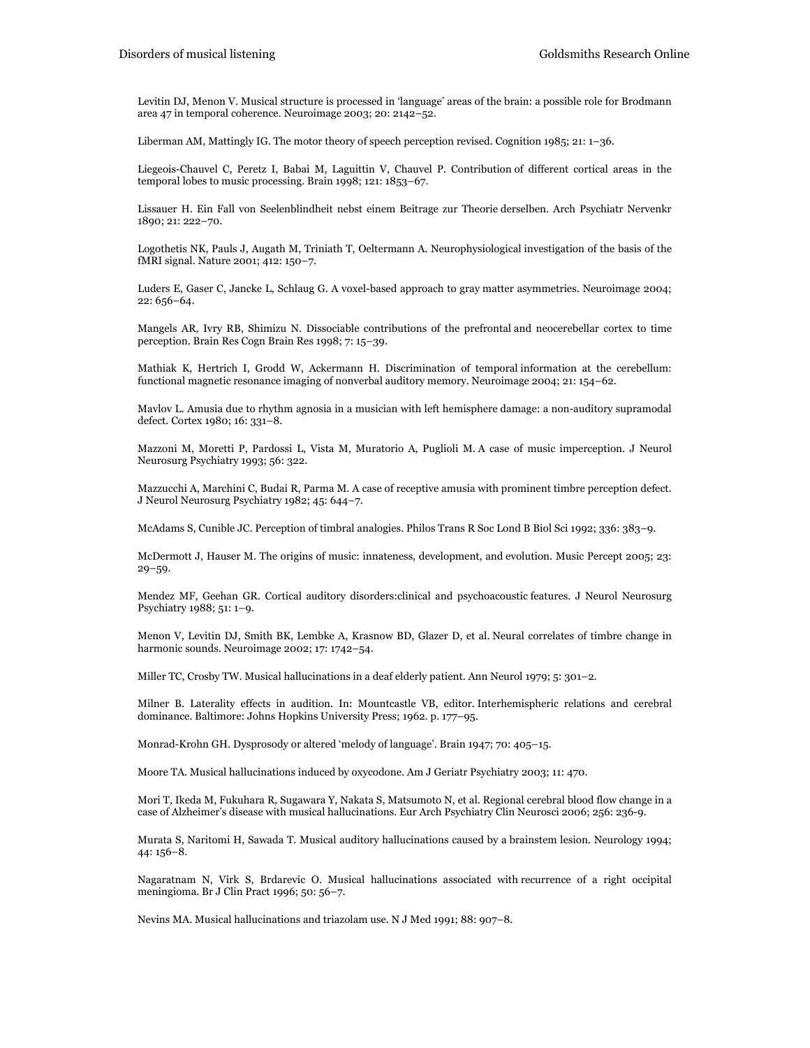Levitin DJ, Menon V. Musical structure is processed in 'language' areas of the brain: a possible role for Brodmann area 47 in temporal coherence. Neuroimage 2003; 20: 2142–52.

Liberman AM, Mattingly IG. The motor theory of speech perception revised. Cognition 1985; 21: 1–36.

Liegeois-Chauvel C, Peretz I, Babai M, Laguittin V, Chauvel P. Contribution of different cortical areas in the temporal lobes to music processing. Brain 1998; 121: 1853–67.

Lissauer H. Ein Fall von Seelenblindheit nebst einem Beitrage zur Theorie derselben. Arch Psychiatr Nervenkr 1890; 21: 222–70.

Logothetis NK, Pauls J, Augath M, Triniath T, Oeltermann A. Neurophysiological investigation of the basis of the fMRI signal. Nature 2001; 412: 150–7.

Luders E, Gaser C, Jancke L, Schlaug G. A voxel-based approach to gray matter asymmetries. Neuroimage 2004; 22: 656–64.

Mangels AR, Ivry RB, Shimizu N. Dissociable contributions of the prefrontal and neocerebellar cortex to time perception. Brain Res Cogn Brain Res 1998; 7: 15–39.

Mathiak K, Hertrich I, Grodd W, Ackermann H. Discrimination of temporal information at the cerebellum: functional magnetic resonance imaging of nonverbal auditory memory. Neuroimage 2004; 21: 154–62.

Mavlov L. Amusia due to rhythm agnosia in a musician with left hemisphere damage: a non-auditory supramodal defect. Cortex 1980; 16: 331–8.

Mazzoni M, Moretti P, Pardossi L, Vista M, Muratorio A, Puglioli M. A case of music imperception. J Neurol Neurosurg Psychiatry 1993; 56: 322.

Mazzucchi A, Marchini C, Budai R, Parma M. A case of receptive amusia with prominent timbre perception defect. J Neurol Neurosurg Psychiatry 1982; 45: 644–7.

McAdams S, Cunible JC. Perception of timbral analogies. Philos Trans R Soc Lond B Biol Sci 1992; 336: 383–9.

McDermott J, Hauser M. The origins of music: innateness, development, and evolution. Music Percept 2005; 23: 29–59.

Mendez MF, Geehan GR. Cortical auditory disorders:clinical and psychoacoustic features. J Neurol Neurosurg Psychiatry 1988; 51: 1–9.

Menon V, Levitin DJ, Smith BK, Lembke A, Krasnow BD, Glazer D, et al. Neural correlates of timbre change in harmonic sounds. Neuroimage 2002; 17: 1742–54.

Miller TC, Crosby TW. Musical hallucinations in a deaf elderly patient. Ann Neurol 1979; 5: 301–2.

Milner B. Laterality effects in audition. In: Mountcastle VB, editor. Interhemispheric relations and cerebral dominance. Baltimore: Johns Hopkins University Press; 1962. p. 177–95.

Monrad-Krohn GH. Dysprosody or altered 'melody of language'. Brain 1947; 70: 405–15.

Moore TA. Musical hallucinations induced by oxycodone. Am J Geriatr Psychiatry 2003; 11: 470.

Mori T, Ikeda M, Fukuhara R, Sugawara Y, Nakata S, Matsumoto N, et al. Regional cerebral blood flow change in a case of Alzheimer's disease with musical hallucinations. Eur Arch Psychiatry Clin Neurosci 2006; 256: 236-9.

Murata S, Naritomi H, Sawada T. Musical auditory hallucinations caused by a brainstem lesion. Neurology 1994; 44: 156–8.

Nagaratnam N, Virk S, Brdarevic O. Musical hallucinations associated with recurrence of a right occipital meningioma. Br J Clin Pract 1996; 50: 56–7.

Nevins MA. Musical hallucinations and triazolam use. N J Med 1991; 88: 907–8.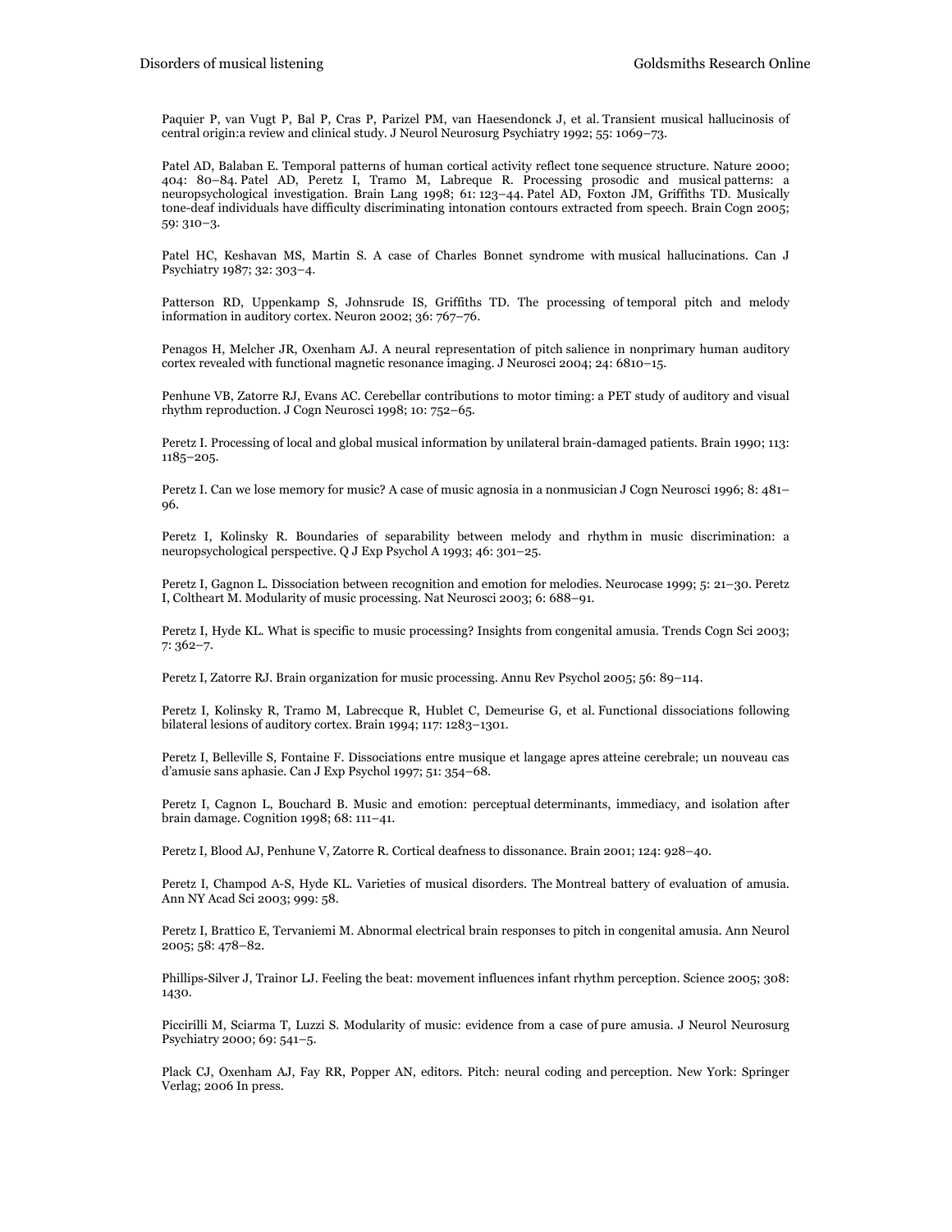Paquier P, van Vugt P, Bal P, Cras P, Parizel PM, van Haesendonck J, et al. Transient musical hallucinosis of central origin:a review and clinical study. J Neurol Neurosurg Psychiatry 1992; 55: 1069–73.

Patel AD, Balaban E. Temporal patterns of human cortical activity reflect tone sequence structure. Nature 2000; 404: 80–84. Patel AD, Peretz I, Tramo M, Labreque R. Processing prosodic and musical patterns: a neuropsychological investigation. Brain Lang 1998; 61: 123–44. Patel AD, Foxton JM, Griffiths TD. Musically tone-deaf individuals have difficulty discriminating intonation contours extracted from speech. Brain Cogn 2005; 59: 310–3.

Patel HC, Keshavan MS, Martin S. A case of Charles Bonnet syndrome with musical hallucinations. Can J Psychiatry 1987; 32: 303–4.

Patterson RD, Uppenkamp S, Johnsrude IS, Griffiths TD. The processing of temporal pitch and melody information in auditory cortex. Neuron 2002; 36: 767–76.

Penagos H, Melcher JR, Oxenham AJ. A neural representation of pitch salience in nonprimary human auditory cortex revealed with functional magnetic resonance imaging. J Neurosci 2004; 24: 6810–15.

Penhune VB, Zatorre RJ, Evans AC. Cerebellar contributions to motor timing: a PET study of auditory and visual rhythm reproduction. J Cogn Neurosci 1998; 10: 752–65.

Peretz I. Processing of local and global musical information by unilateral brain-damaged patients. Brain 1990; 113: 1185–205.

Peretz I. Can we lose memory for music? A case of music agnosia in a nonmusician J Cogn Neurosci 1996; 8: 481–96.

Peretz I, Kolinsky R. Boundaries of separability between melody and rhythm in music discrimination: a neuropsychological perspective. Q J Exp Psychol A 1993; 46: 301–25.

Peretz I, Gagnon L. Dissociation between recognition and emotion for melodies. Neurocase 1999; 5: 21–30. Peretz I, Coltheart M. Modularity of music processing. Nat Neurosci 2003; 6: 688–91.

Peretz I, Hyde KL. What is specific to music processing? Insights from congenital amusia. Trends Cogn Sci 2003; 7: 362–7.

Peretz I, Zatorre RJ. Brain organization for music processing. Annu Rev Psychol 2005; 56: 89–114.

Peretz I, Kolinsky R, Tramo M, Labrecque R, Hublet C, Demeurise G, et al. Functional dissociations following bilateral lesions of auditory cortex. Brain 1994; 117: 1283–1301.

Peretz I, Belleville S, Fontaine F. Dissociations entre musique et langage apres atteine cerebrale; un nouveau cas d'amusie sans aphasie. Can J Exp Psychol 1997; 51: 354–68.

Peretz I, Cagnon L, Bouchard B. Music and emotion: perceptual determinants, immediacy, and isolation after brain damage. Cognition 1998; 68: 111–41.

Peretz I, Blood AJ, Penhune V, Zatorre R. Cortical deafness to dissonance. Brain 2001; 124: 928–40.

Peretz I, Champod A-S, Hyde KL. Varieties of musical disorders. The Montreal battery of evaluation of amusia. Ann NY Acad Sci 2003; 999: 58.

Peretz I, Brattico E, Tervaniemi M. Abnormal electrical brain responses to pitch in congenital amusia. Ann Neurol 2005; 58: 478–82.

Phillips-Silver J, Trainor LJ. Feeling the beat: movement influences infant rhythm perception. Science 2005; 308: 1430.

Piccirilli M, Sciarma T, Luzzi S. Modularity of music: evidence from a case of pure amusia. J Neurol Neurosurg Psychiatry 2000; 69: 541–5.

Plack CJ, Oxenham AJ, Fay RR, Popper AN, editors. Pitch: neural coding and perception. New York: Springer Verlag; 2006 In press.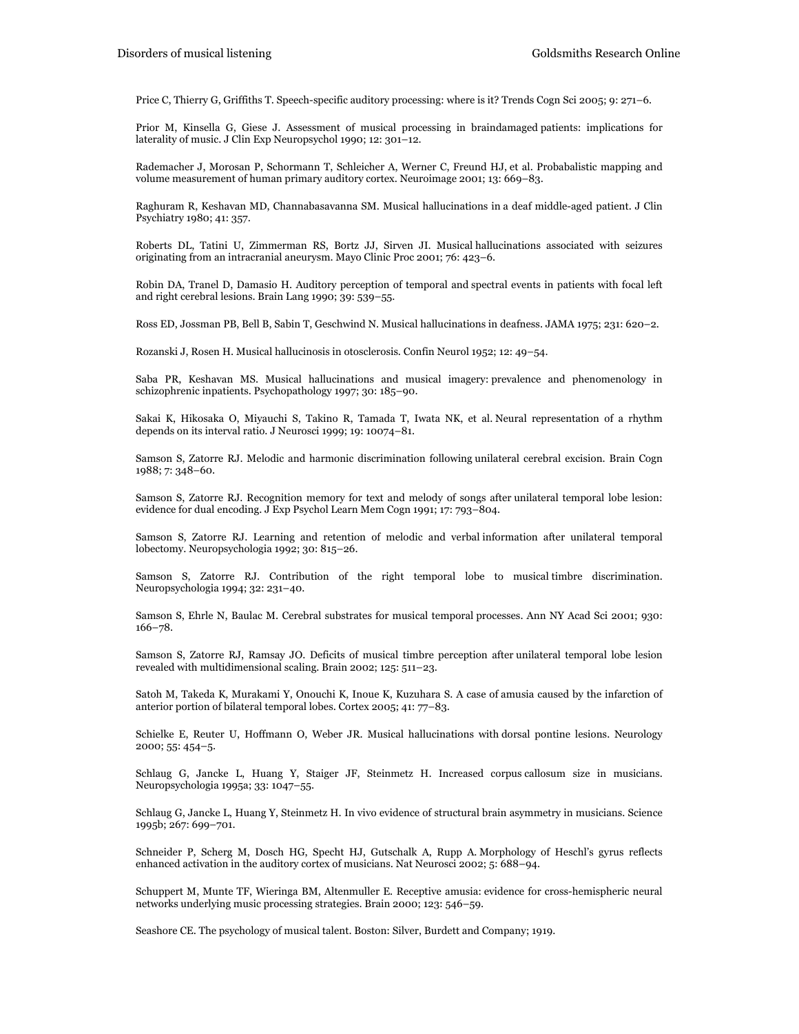Price C, Thierry G, Griffiths T. Speech-specific auditory processing: where is it? Trends Cogn Sci 2005; 9: 271–6.

Prior M, Kinsella G, Giese J. Assessment of musical processing in braindamaged patients: implications for laterality of music. J Clin Exp Neuropsychol 1990; 12: 301–12.

Rademacher J, Morosan P, Schormann T, Schleicher A, Werner C, Freund HJ, et al. Probabalistic mapping and volume measurement of human primary auditory cortex. Neuroimage 2001; 13: 669–83.

Raghuram R, Keshavan MD, Channabasavanna SM. Musical hallucinations in a deaf middle-aged patient. J Clin Psychiatry 1980; 41: 357.

Roberts DL, Tatini U, Zimmerman RS, Bortz JJ, Sirven JI. Musical hallucinations associated with seizures originating from an intracranial aneurysm. Mayo Clinic Proc 2001; 76: 423–6.

Robin DA, Tranel D, Damasio H. Auditory perception of temporal and spectral events in patients with focal left and right cerebral lesions. Brain Lang 1990; 39: 539–55.

Ross ED, Jossman PB, Bell B, Sabin T, Geschwind N. Musical hallucinations in deafness. JAMA 1975; 231: 620–2.

Rozanski J, Rosen H. Musical hallucinosis in otosclerosis. Confin Neurol 1952; 12: 49–54.

Saba PR, Keshavan MS. Musical hallucinations and musical imagery: prevalence and phenomenology in schizophrenic inpatients. Psychopathology 1997; 30: 185–90.

Sakai K, Hikosaka O, Miyauchi S, Takino R, Tamada T, Iwata NK, et al. Neural representation of a rhythm depends on its interval ratio. J Neurosci 1999; 19: 10074–81.

Samson S, Zatorre RJ. Melodic and harmonic discrimination following unilateral cerebral excision. Brain Cogn 1988; 7: 348–60.

Samson S, Zatorre RJ. Recognition memory for text and melody of songs after unilateral temporal lobe lesion: evidence for dual encoding. J Exp Psychol Learn Mem Cogn 1991; 17: 793–804.

Samson S, Zatorre RJ. Learning and retention of melodic and verbal information after unilateral temporal lobectomy. Neuropsychologia 1992; 30: 815–26.

Samson S, Zatorre RJ. Contribution of the right temporal lobe to musical timbre discrimination. Neuropsychologia 1994; 32: 231–40.

Samson S, Ehrle N, Baulac M. Cerebral substrates for musical temporal processes. Ann NY Acad Sci 2001; 930: 166–78.

Samson S, Zatorre RJ, Ramsay JO. Deficits of musical timbre perception after unilateral temporal lobe lesion revealed with multidimensional scaling. Brain 2002; 125: 511–23.

Satoh M, Takeda K, Murakami Y, Onouchi K, Inoue K, Kuzuhara S. A case of amusia caused by the infarction of anterior portion of bilateral temporal lobes. Cortex 2005; 41: 77–83.

Schielke E, Reuter U, Hoffmann O, Weber JR. Musical hallucinations with dorsal pontine lesions. Neurology 2000; 55: 454–5.

Schlaug G, Jancke L, Huang Y, Staiger JF, Steinmetz H. Increased corpus callosum size in musicians. Neuropsychologia 1995a; 33: 1047–55.

Schlaug G, Jancke L, Huang Y, Steinmetz H. In vivo evidence of structural brain asymmetry in musicians. Science 1995b; 267: 699–701.

Schneider P, Scherg M, Dosch HG, Specht HJ, Gutschalk A, Rupp A. Morphology of Heschl's gyrus reflects enhanced activation in the auditory cortex of musicians. Nat Neurosci 2002; 5: 688–94.

Schuppert M, Munte TF, Wieringa BM, Altenmuller E. Receptive amusia: evidence for cross-hemispheric neural networks underlying music processing strategies. Brain 2000; 123: 546–59.

Seashore CE. The psychology of musical talent. Boston: Silver, Burdett and Company; 1919.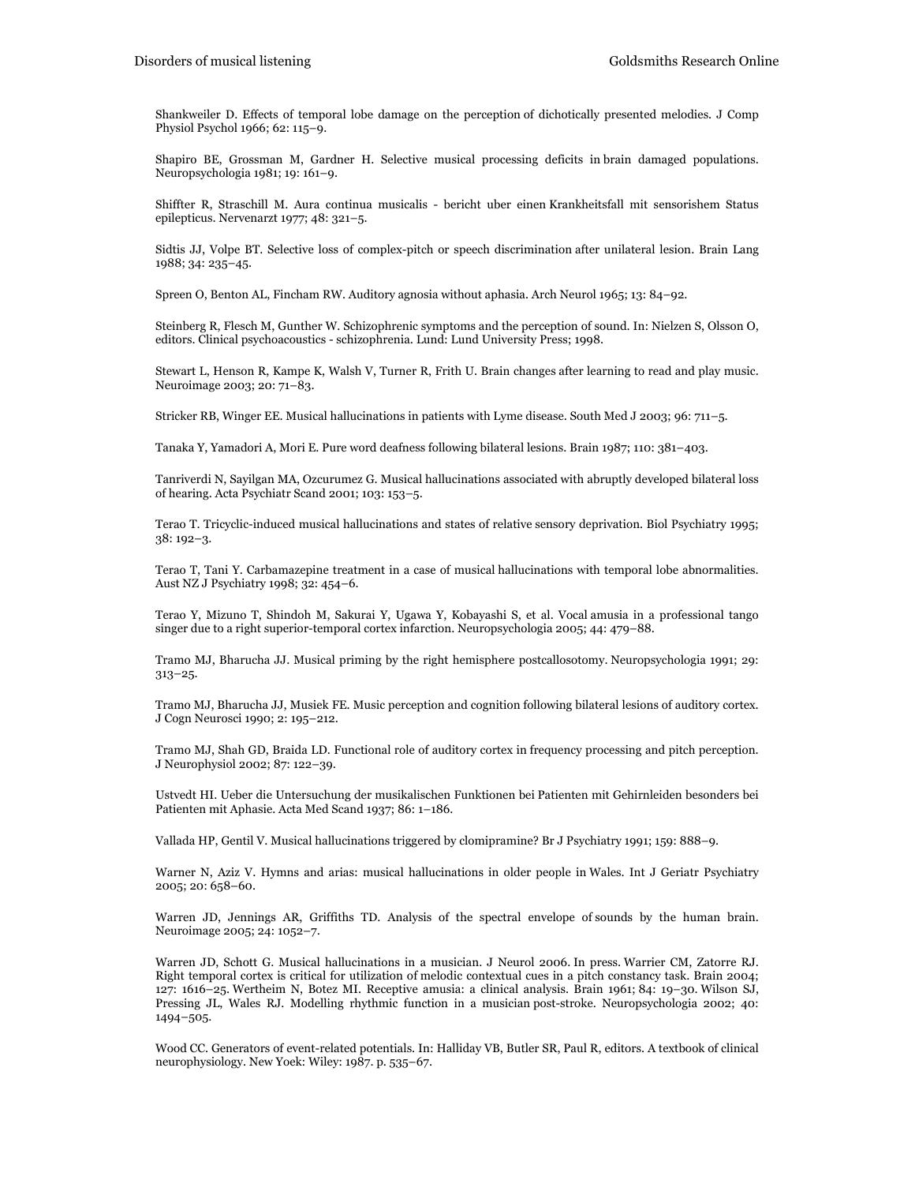Shankweiler D. Effects of temporal lobe damage on the perception of dichotically presented melodies. J Comp Physiol Psychol 1966; 62: 115–9.

Shapiro BE, Grossman M, Gardner H. Selective musical processing deficits in brain damaged populations. Neuropsychologia 1981; 19: 161–9.

Shiffter R, Straschill M. Aura continua musicalis - bericht uber einen Krankheitsfall mit sensorishem Status epilepticus. Nervenarzt 1977; 48: 321–5.

Sidtis JJ, Volpe BT. Selective loss of complex-pitch or speech discrimination after unilateral lesion. Brain Lang 1988; 34: 235–45.

Spreen O, Benton AL, Fincham RW. Auditory agnosia without aphasia. Arch Neurol 1965; 13: 84–92.

Steinberg R, Flesch M, Gunther W. Schizophrenic symptoms and the perception of sound. In: Nielzen S, Olsson O, editors. Clinical psychoacoustics - schizophrenia. Lund: Lund University Press; 1998.

Stewart L, Henson R, Kampe K, Walsh V, Turner R, Frith U. Brain changes after learning to read and play music. Neuroimage 2003; 20: 71–83.

Stricker RB, Winger EE. Musical hallucinations in patients with Lyme disease. South Med J 2003; 96: 711–5.

Tanaka Y, Yamadori A, Mori E. Pure word deafness following bilateral lesions. Brain 1987; 110: 381–403.

Tanriverdi N, Sayilgan MA, Ozcurumez G. Musical hallucinations associated with abruptly developed bilateral loss of hearing. Acta Psychiatr Scand 2001; 103: 153–5.

Terao T. Tricyclic-induced musical hallucinations and states of relative sensory deprivation. Biol Psychiatry 1995; 38: 192–3.

Terao T, Tani Y. Carbamazepine treatment in a case of musical hallucinations with temporal lobe abnormalities. Aust NZ J Psychiatry 1998; 32: 454–6.

Terao Y, Mizuno T, Shindoh M, Sakurai Y, Ugawa Y, Kobayashi S, et al. Vocal amusia in a professional tango singer due to a right superior-temporal cortex infarction. Neuropsychologia 2005; 44: 479–88.

Tramo MJ, Bharucha JJ. Musical priming by the right hemisphere postcallosotomy. Neuropsychologia 1991; 29: 313–25.

Tramo MJ, Bharucha JJ, Musiek FE. Music perception and cognition following bilateral lesions of auditory cortex. J Cogn Neurosci 1990; 2: 195–212.

Tramo MJ, Shah GD, Braida LD. Functional role of auditory cortex in frequency processing and pitch perception. J Neurophysiol 2002; 87: 122–39.

Ustvedt HI. Ueber die Untersuchung der musikalischen Funktionen bei Patienten mit Gehirnleiden besonders bei Patienten mit Aphasie. Acta Med Scand 1937; 86: 1–186.

Vallada HP, Gentil V. Musical hallucinations triggered by clomipramine? Br J Psychiatry 1991; 159: 888–9.

Warner N, Aziz V. Hymns and arias: musical hallucinations in older people in Wales. Int J Geriatr Psychiatry 2005; 20: 658–60.

Warren JD, Jennings AR, Griffiths TD. Analysis of the spectral envelope of sounds by the human brain. Neuroimage 2005; 24: 1052–7.

Warren JD, Schott G. Musical hallucinations in a musician. J Neurol 2006. In press. Warrier CM, Zatorre RJ. Right temporal cortex is critical for utilization of melodic contextual cues in a pitch constancy task. Brain 2004; 127: 1616–25. Wertheim N, Botez MI. Receptive amusia: a clinical analysis. Brain 1961; 84: 19–30. Wilson SJ, Pressing JL, Wales RJ. Modelling rhythmic function in a musician post-stroke. Neuropsychologia 2002; 40: 1494–505.

Wood CC. Generators of event-related potentials. In: Halliday VB, Butler SR, Paul R, editors. A textbook of clinical neurophysiology. New Yoek: Wiley: 1987. p. 535–67.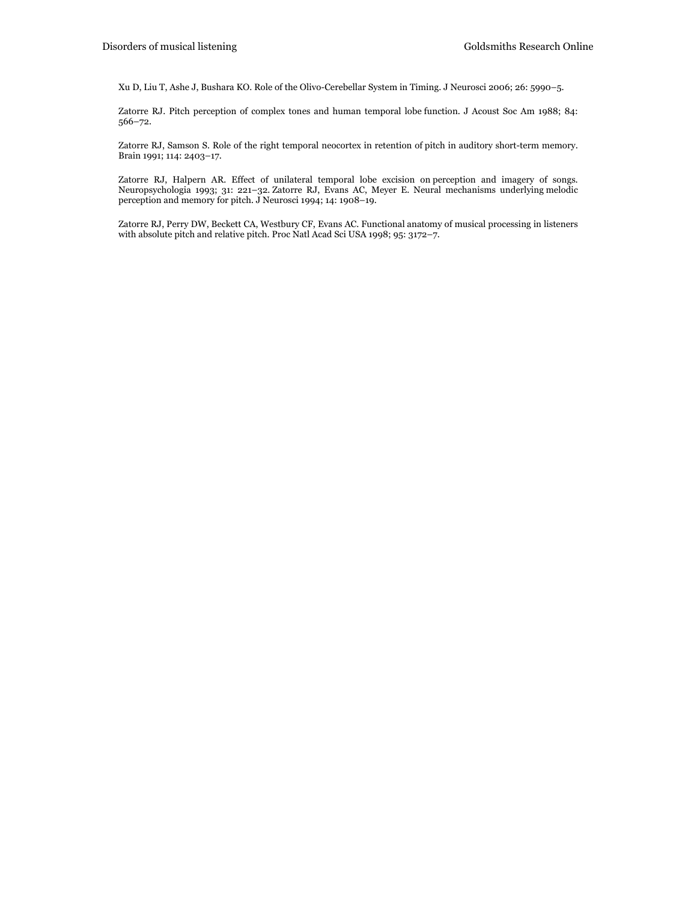Xu D, Liu T, Ashe J, Bushara KO. Role of the Olivo-Cerebellar System in Timing. J Neurosci 2006; 26: 5990–5.

Zatorre RJ. Pitch perception of complex tones and human temporal lobe function. J Acoust Soc Am 1988; 84: 566–72.

Zatorre RJ, Samson S. Role of the right temporal neocortex in retention of pitch in auditory short-term memory. Brain 1991; 114: 2403–17.

Zatorre RJ, Halpern AR. Effect of unilateral temporal lobe excision on perception and imagery of songs. Neuropsychologia 1993; 31: 221–32. Zatorre RJ, Evans AC, Meyer E. Neural mechanisms underlying melodic perception and memory for pitch. J Neurosci 1994; 14: 1908–19.

Zatorre RJ, Perry DW, Beckett CA, Westbury CF, Evans AC. Functional anatomy of musical processing in listeners with absolute pitch and relative pitch. Proc Natl Acad Sci USA 1998; 95: 3172–7.